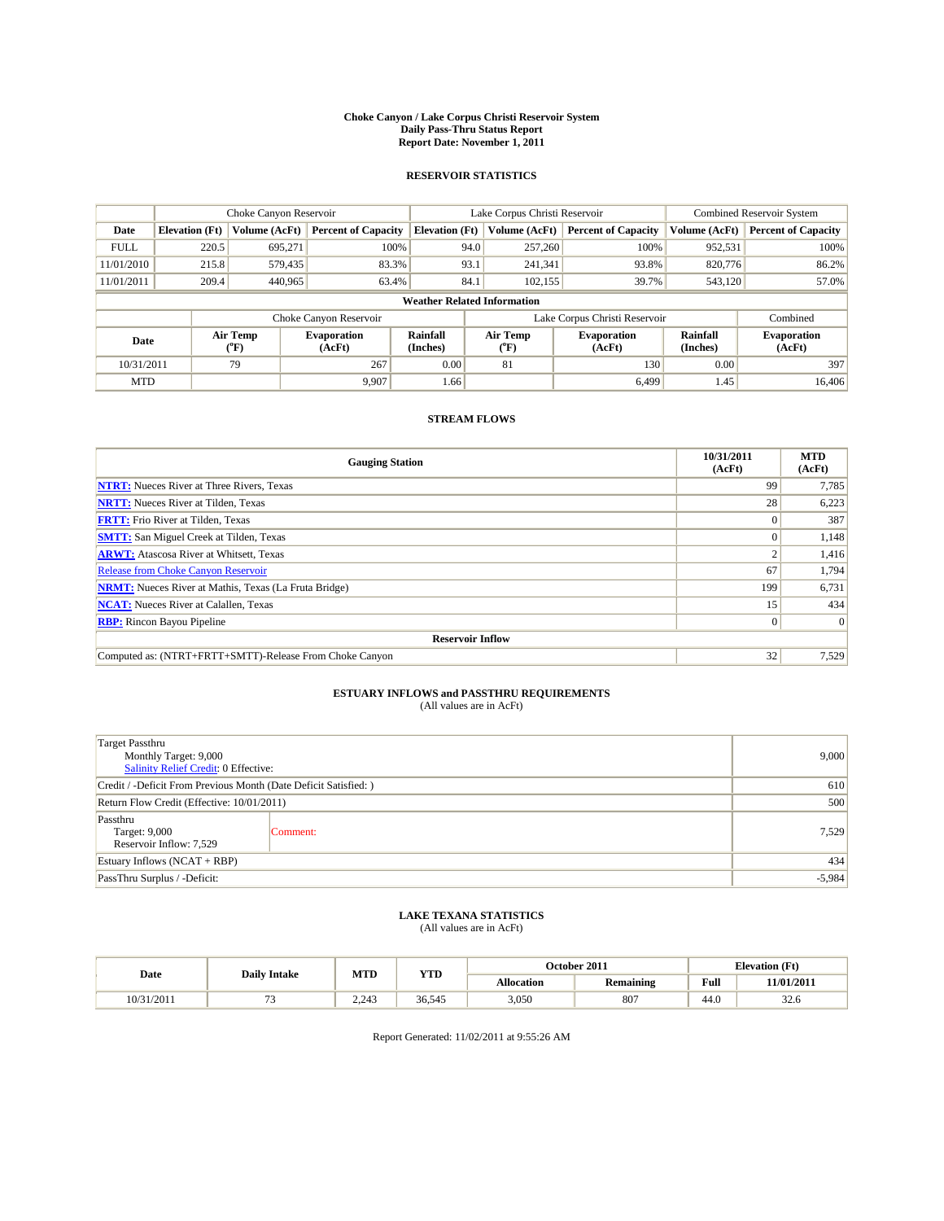# Choke Canyon / Lake Corpus Christi Reservoir System
## Daily Pass-Thru Status Report
## Report Date: November 1, 2011

### RESERVOIR STATISTICS

| | Choke Canyon Reservoir | | | Lake Corpus Christi Reservoir | | | Combined Reservoir System | |
|---|---|---|---|---|---|---|---|---|
| Date | Elevation (Ft) | Volume (AcFt) | Percent of Capacity | Elevation (Ft) | Volume (AcFt) | Percent of Capacity | Volume (AcFt) | Percent of Capacity |
| FULL | 220.5 | 695,271 | 100% | 94.0 | 257,260 | 100% | 952,531 | 100% |
| 11/01/2010 | 215.8 | 579,435 | 83.3% | 93.1 | 241,341 | 93.8% | 820,776 | 86.2% |
| 11/01/2011 | 209.4 | 440,965 | 63.4% | 84.1 | 102,155 | 39.7% | 543,120 | 57.0% |

**Weather Related Information**

| | Choke Canyon Reservoir | | | Lake Corpus Christi Reservoir | | | Combined |
|---|---|---|---|---|---|---|---|
| Date | Air Temp (°F) | Evaporation (AcFt) | Rainfall (Inches) | Air Temp (°F) | Evaporation (AcFt) | Rainfall (Inches) | Evaporation (AcFt) |
| 10/31/2011 | 79 | 267 | 0.00 | 81 | 130 | 0.00 | 397 |
| MTD | | 9,907 | 1.66 | | 6,499 | 1.45 | 16,406 |

### STREAM FLOWS

| Gauging Station | 10/31/2011 (AcFt) | MTD (AcFt) |
|---|---|---|
| NTRT: Nueces River at Three Rivers, Texas | 99 | 7,785 |
| NRTT: Nueces River at Tilden, Texas | 28 | 6,223 |
| FRTT: Frio River at Tilden, Texas | 0 | 387 |
| SMTT: San Miguel Creek at Tilden, Texas | 0 | 1,148 |
| ARWT: Atascosa River at Whitsett, Texas | 2 | 1,416 |
| Release from Choke Canyon Reservoir | 67 | 1,794 |
| NRMT: Nueces River at Mathis, Texas (La Fruta Bridge) | 199 | 6,731 |
| NCAT: Nueces River at Calallen, Texas | 15 | 434 |
| RBP: Rincon Bayou Pipeline | 0 | 0 |
| **Reservoir Inflow** | | |
| Computed as: (NTRT+FRTT+SMTT)-Release From Choke Canyon | 32 | 7,529 |

### ESTUARY INFLOWS and PASSTHRU REQUIREMENTS
(All values are in AcFt)

| | |
|---|---|
| Target Passthru<br>Monthly Target: 9,000<br>Salinity Relief Credit: 0 Effective: | 9,000 |
| Credit / -Deficit From Previous Month (Date Deficit Satisfied: ) | 610 |
| Return Flow Credit (Effective: 10/01/2011) | 500 |
| Passthru<br>Target: 9,000<br>Reservoir Inflow: 7,529 — Comment: | 7,529 |
| Estuary Inflows (NCAT + RBP) | 434 |
| PassThru Surplus / -Deficit: | -5,984 |

### LAKE TEXANA STATISTICS
(All values are in AcFt)

| Date | Daily Intake | MTD | YTD | October 2011 | | Elevation (Ft) | |
|---|---|---|---|---|---|---|---|
| | | | | Allocation | Remaining | Full | 11/01/2011 |
| 10/31/2011 | 73 | 2,243 | 36,545 | 3,050 | 807 | 44.0 | 32.6 |

Report Generated: 11/02/2011 at 9:55:26 AM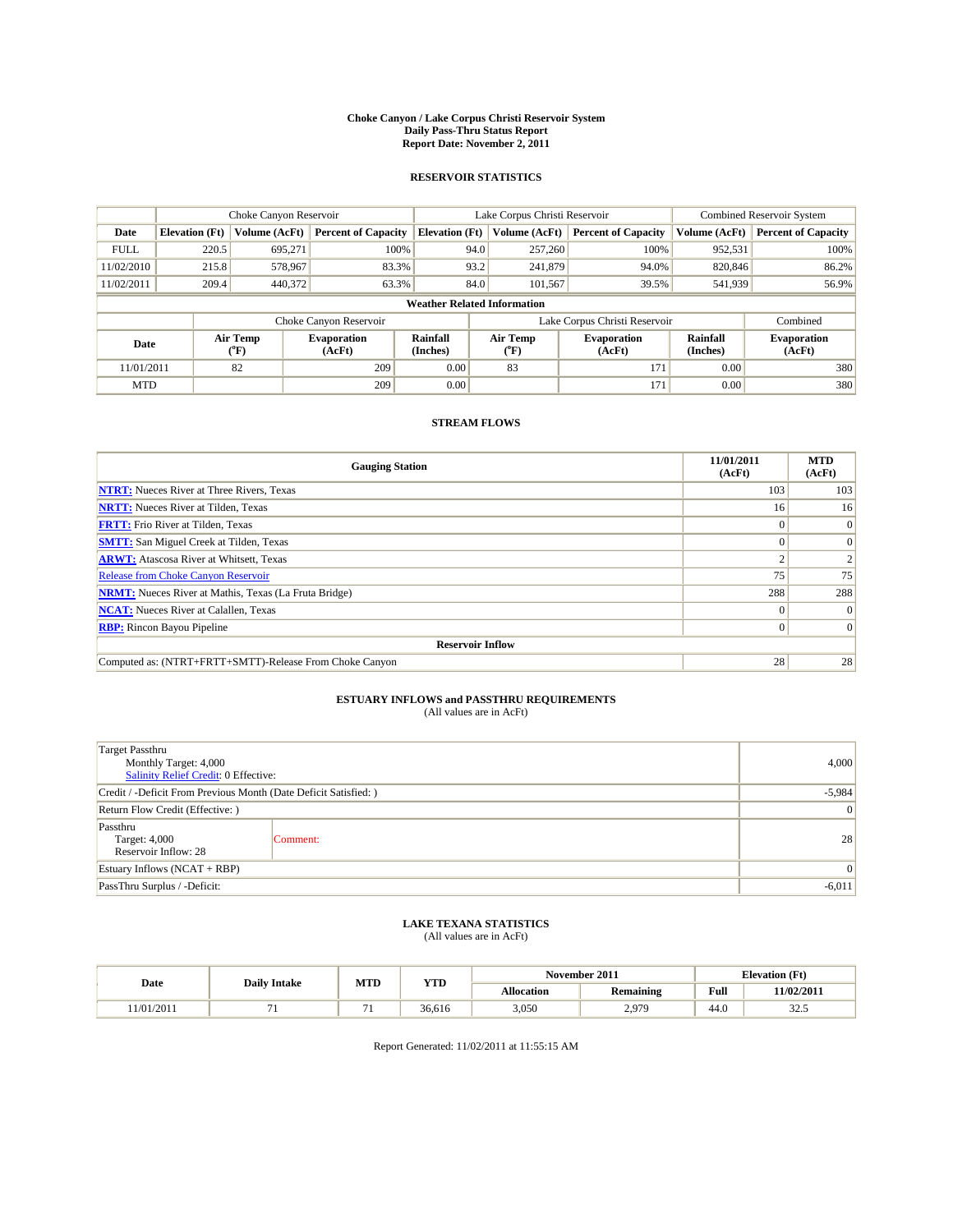# Choke Canyon / Lake Corpus Christi Reservoir System
## Daily Pass-Thru Status Report
## Report Date: November 2, 2011

### RESERVOIR STATISTICS

| | Choke Canyon Reservoir | | | Lake Corpus Christi Reservoir | | | Combined Reservoir System | |
|---|---|---|---|---|---|---|---|---|
| Date | Elevation (Ft) | Volume (AcFt) | Percent of Capacity | Elevation (Ft) | Volume (AcFt) | Percent of Capacity | Volume (AcFt) | Percent of Capacity |
| FULL | 220.5 | 695,271 | 100% | 94.0 | 257,260 | 100% | 952,531 | 100% |
| 11/02/2010 | 215.8 | 578,967 | 83.3% | 93.2 | 241,879 | 94.0% | 820,846 | 86.2% |
| 11/02/2011 | 209.4 | 440,372 | 63.3% | 84.0 | 101,567 | 39.5% | 541,939 | 56.9% |

**Weather Related Information**

| | Choke Canyon Reservoir | | | Lake Corpus Christi Reservoir | | | Combined |
|---|---|---|---|---|---|---|---|
| Date | Air Temp (°F) | Evaporation (AcFt) | Rainfall (Inches) | Air Temp (°F) | Evaporation (AcFt) | Rainfall (Inches) | Evaporation (AcFt) |
| 11/01/2011 | 82 | 209 | 0.00 | 83 | 171 | 0.00 | 380 |
| MTD | | 209 | 0.00 | | 171 | 0.00 | 380 |

### STREAM FLOWS

| Gauging Station | 11/01/2011 (AcFt) | MTD (AcFt) |
|---|---|---|
| NTRT: Nueces River at Three Rivers, Texas | 103 | 103 |
| NRTT: Nueces River at Tilden, Texas | 16 | 16 |
| FRTT: Frio River at Tilden, Texas | 0 | 0 |
| SMTT: San Miguel Creek at Tilden, Texas | 0 | 0 |
| ARWT: Atascosa River at Whitsett, Texas | 2 | 2 |
| Release from Choke Canyon Reservoir | 75 | 75 |
| NRMT: Nueces River at Mathis, Texas (La Fruta Bridge) | 288 | 288 |
| NCAT: Nueces River at Calallen, Texas | 0 | 0 |
| RBP: Rincon Bayou Pipeline | 0 | 0 |
| **Reservoir Inflow** | | |
| Computed as: (NTRT+FRTT+SMTT)-Release From Choke Canyon | 28 | 28 |

### ESTUARY INFLOWS and PASSTHRU REQUIREMENTS
(All values are in AcFt)

| | |
|---|---|
| Target Passthru<br>Monthly Target: 4,000<br>Salinity Relief Credit: 0 Effective: | 4,000 |
| Credit / -Deficit From Previous Month (Date Deficit Satisfied: ) | -5,984 |
| Return Flow Credit (Effective: ) | 0 |
| Passthru<br>Target: 4,000<br>Reservoir Inflow: 28 — Comment: | 28 |
| Estuary Inflows (NCAT + RBP) | 0 |
| PassThru Surplus / -Deficit: | -6,011 |

### LAKE TEXANA STATISTICS
(All values are in AcFt)

| Date | Daily Intake | MTD | YTD | November 2011 | | Elevation (Ft) | |
|---|---|---|---|---|---|---|---|
| | | | | Allocation | Remaining | Full | 11/02/2011 |
| 11/01/2011 | 71 | 71 | 36,616 | 3,050 | 2,979 | 44.0 | 32.5 |

Report Generated: 11/02/2011 at 11:55:15 AM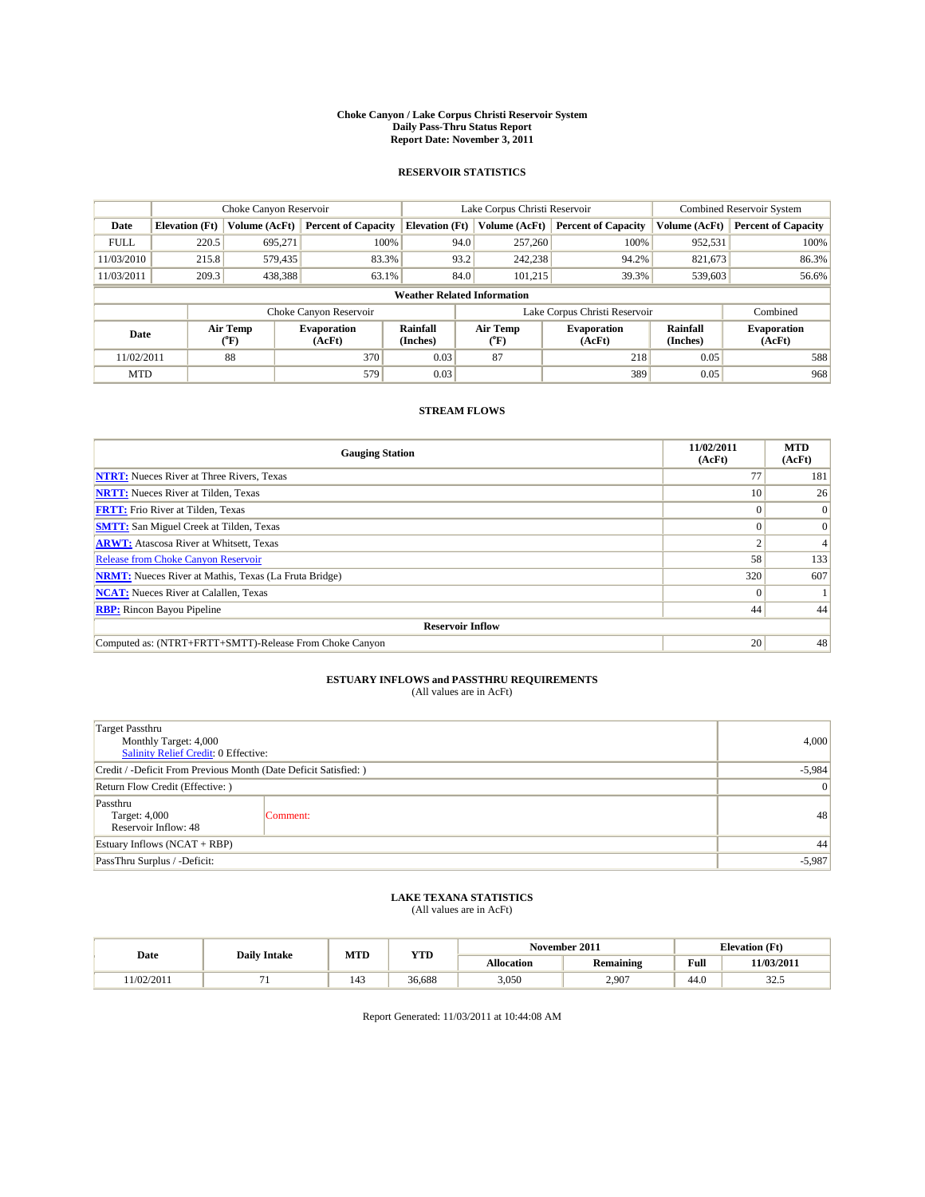**Choke Canyon / Lake Corpus Christi Reservoir System**
**Daily Pass-Thru Status Report**
**Report Date: November 3, 2011**

## RESERVOIR STATISTICS

| | Choke Canyon Reservoir | | | Lake Corpus Christi Reservoir | | | Combined Reservoir System | |
|---|---|---|---|---|---|---|---|---|
| **Date** | **Elevation (Ft)** | **Volume (AcFt)** | **Percent of Capacity** | **Elevation (Ft)** | **Volume (AcFt)** | **Percent of Capacity** | **Volume (AcFt)** | **Percent of Capacity** |
| FULL | 220.5 | 695,271 | 100% | 94.0 | 257,260 | 100% | 952,531 | 100% |
| 11/03/2010 | 215.8 | 579,435 | 83.3% | 93.2 | 242,238 | 94.2% | 821,673 | 86.3% |
| 11/03/2011 | 209.3 | 438,388 | 63.1% | 84.0 | 101,215 | 39.3% | 539,603 | 56.6% |

**Weather Related Information**

| | Choke Canyon Reservoir | | | Lake Corpus Christi Reservoir | | | Combined |
|---|---|---|---|---|---|---|---|
| **Date** | **Air Temp (°F)** | **Evaporation (AcFt)** | **Rainfall (Inches)** | **Air Temp (°F)** | **Evaporation (AcFt)** | **Rainfall (Inches)** | **Evaporation (AcFt)** |
| 11/02/2011 | 88 | 370 | 0.03 | 87 | 218 | 0.05 | 588 |
| MTD | | 579 | 0.03 | | 389 | 0.05 | 968 |

## STREAM FLOWS

| Gauging Station | 11/02/2011 (AcFt) | MTD (AcFt) |
|---|---|---|
| **NTRT:** Nueces River at Three Rivers, Texas | 77 | 181 |
| **NRTT:** Nueces River at Tilden, Texas | 10 | 26 |
| **FRTT:** Frio River at Tilden, Texas | 0 | 0 |
| **SMTT:** San Miguel Creek at Tilden, Texas | 0 | 0 |
| **ARWT:** Atascosa River at Whitsett, Texas | 2 | 4 |
| Release from Choke Canyon Reservoir | 58 | 133 |
| **NRMT:** Nueces River at Mathis, Texas (La Fruta Bridge) | 320 | 607 |
| **NCAT:** Nueces River at Calallen, Texas | 0 | 1 |
| **RBP:** Rincon Bayou Pipeline | 44 | 44 |
| **Reservoir Inflow** | | |
| Computed as: (NTRT+FRTT+SMTT)-Release From Choke Canyon | 20 | 48 |

## ESTUARY INFLOWS and PASSTHRU REQUIREMENTS
(All values are in AcFt)

| | |
|---|---|
| Target Passthru<br>Monthly Target: 4,000<br>Salinity Relief Credit: 0 Effective: | 4,000 |
| Credit / -Deficit From Previous Month (Date Deficit Satisfied: ) | -5,984 |
| Return Flow Credit (Effective: ) | 0 |
| Passthru<br>Target: 4,000<br>Reservoir Inflow: 48 — Comment: | 48 |
| Estuary Inflows (NCAT + RBP) | 44 |
| PassThru Surplus / -Deficit: | -5,987 |

## LAKE TEXANA STATISTICS
(All values are in AcFt)

| Date | Daily Intake | MTD | YTD | November 2011 | | Elevation (Ft) | |
|---|---|---|---|---|---|---|---|
| | | | | **Allocation** | **Remaining** | **Full** | **11/03/2011** |
| 11/02/2011 | 71 | 143 | 36,688 | 3,050 | 2,907 | 44.0 | 32.5 |

Report Generated: 11/03/2011 at 10:44:08 AM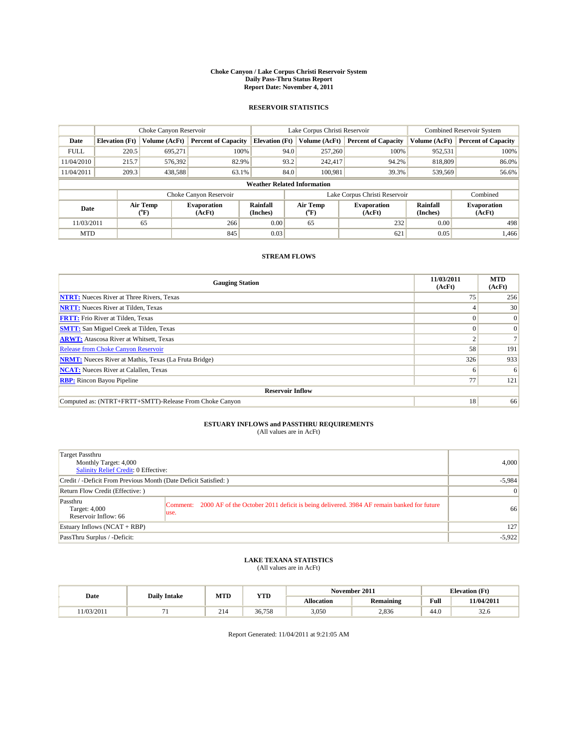# Choke Canyon / Lake Corpus Christi Reservoir System
## Daily Pass-Thru Status Report
## Report Date: November 4, 2011

### RESERVOIR STATISTICS

| | Choke Canyon Reservoir | | | Lake Corpus Christi Reservoir | | | Combined Reservoir System | |
|---|---|---|---|---|---|---|---|---|
| Date | Elevation (Ft) | Volume (AcFt) | Percent of Capacity | Elevation (Ft) | Volume (AcFt) | Percent of Capacity | Volume (AcFt) | Percent of Capacity |
| FULL | 220.5 | 695,271 | 100% | 94.0 | 257,260 | 100% | 952,531 | 100% |
| 11/04/2010 | 215.7 | 576,392 | 82.9% | 93.2 | 242,417 | 94.2% | 818,809 | 86.0% |
| 11/04/2011 | 209.3 | 438,588 | 63.1% | 84.0 | 100,981 | 39.3% | 539,569 | 56.6% |

**Weather Related Information**

| | Choke Canyon Reservoir | | | Lake Corpus Christi Reservoir | | | Combined |
|---|---|---|---|---|---|---|---|
| Date | Air Temp (°F) | Evaporation (AcFt) | Rainfall (Inches) | Air Temp (°F) | Evaporation (AcFt) | Rainfall (Inches) | Evaporation (AcFt) |
| 11/03/2011 | 65 | 266 | 0.00 | 65 | 232 | 0.00 | 498 |
| MTD | | 845 | 0.03 | | 621 | 0.05 | 1,466 |

### STREAM FLOWS

| Gauging Station | 11/03/2011 (AcFt) | MTD (AcFt) |
|---|---|---|
| NTRT: Nueces River at Three Rivers, Texas | 75 | 256 |
| NRTT: Nueces River at Tilden, Texas | 4 | 30 |
| FRTT: Frio River at Tilden, Texas | 0 | 0 |
| SMTT: San Miguel Creek at Tilden, Texas | 0 | 0 |
| ARWT: Atascosa River at Whitsett, Texas | 2 | 7 |
| Release from Choke Canyon Reservoir | 58 | 191 |
| NRMT: Nueces River at Mathis, Texas (La Fruta Bridge) | 326 | 933 |
| NCAT: Nueces River at Calallen, Texas | 6 | 6 |
| RBP: Rincon Bayou Pipeline | 77 | 121 |
| **Reservoir Inflow** | | |
| Computed as: (NTRT+FRTT+SMTT)-Release From Choke Canyon | 18 | 66 |

### ESTUARY INFLOWS and PASSTHRU REQUIREMENTS
(All values are in AcFt)

| | | |
|---|---|---|
| Target Passthru<br>Monthly Target: 4,000<br>Salinity Relief Credit: 0 Effective: | | 4,000 |
| Credit / -Deficit From Previous Month (Date Deficit Satisfied: ) | | -5,984 |
| Return Flow Credit (Effective: ) | | 0 |
| Passthru<br>Target: 4,000<br>Reservoir Inflow: 66 | Comment: 2000 AF of the October 2011 deficit is being delivered. 3984 AF remain banked for future use. | 66 |
| Estuary Inflows (NCAT + RBP) | | 127 |
| PassThru Surplus / -Deficit: | | -5,922 |

### LAKE TEXANA STATISTICS
(All values are in AcFt)

| Date | Daily Intake | MTD | YTD | November 2011 | | Elevation (Ft) | |
|---|---|---|---|---|---|---|---|
| | | | | Allocation | Remaining | Full | 11/04/2011 |
| 11/03/2011 | 71 | 214 | 36,758 | 3,050 | 2,836 | 44.0 | 32.6 |

Report Generated: 11/04/2011 at 9:21:05 AM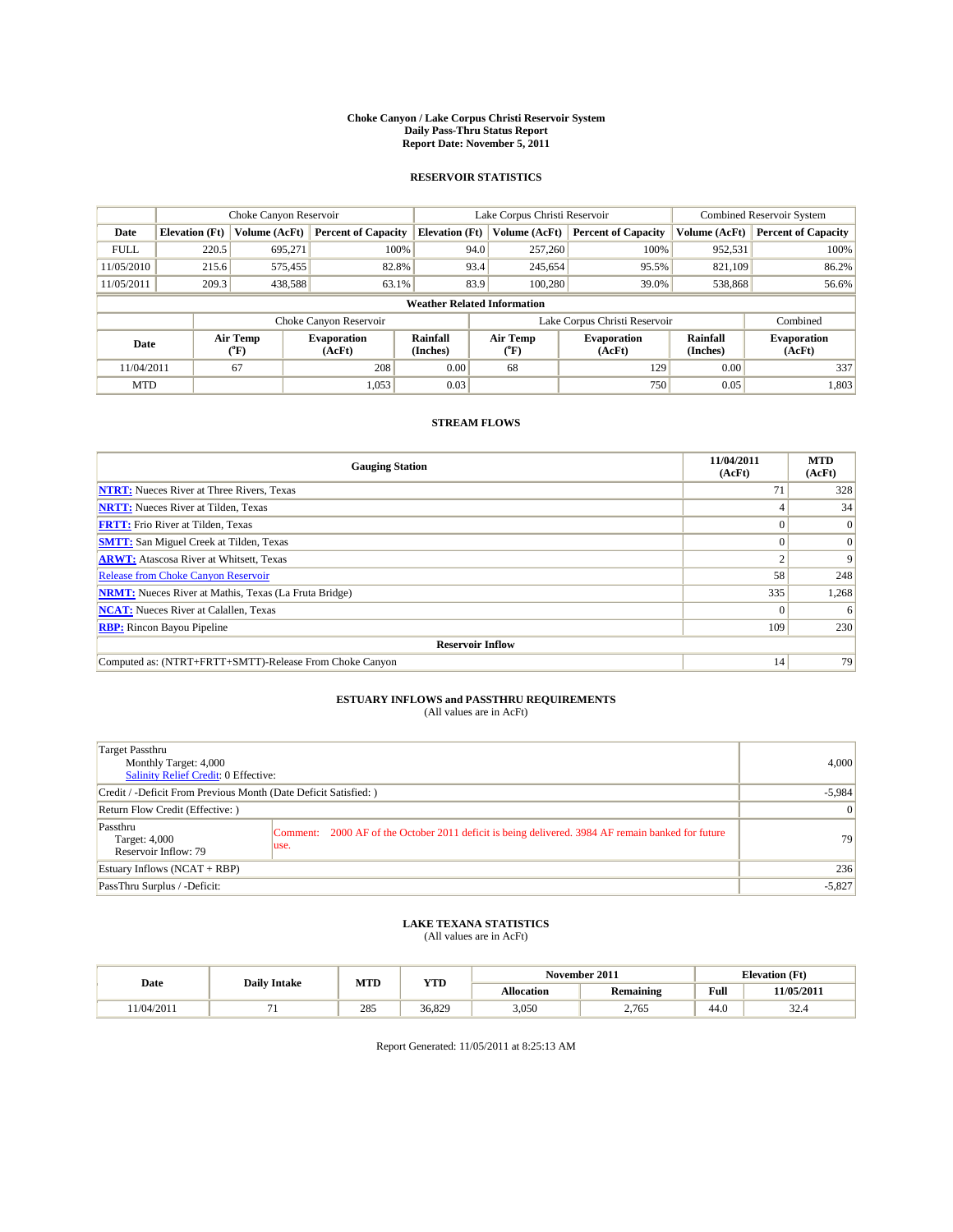# Choke Canyon / Lake Corpus Christi Reservoir System
## Daily Pass-Thru Status Report
### Report Date: November 5, 2011

## RESERVOIR STATISTICS

| | Choke Canyon Reservoir | | | Lake Corpus Christi Reservoir | | | Combined Reservoir System | |
|---|---|---|---|---|---|---|---|---|
| Date | Elevation (Ft) | Volume (AcFt) | Percent of Capacity | Elevation (Ft) | Volume (AcFt) | Percent of Capacity | Volume (AcFt) | Percent of Capacity |
| FULL | 220.5 | 695,271 | 100% | 94.0 | 257,260 | 100% | 952,531 | 100% |
| 11/05/2010 | 215.6 | 575,455 | 82.8% | 93.4 | 245,654 | 95.5% | 821,109 | 86.2% |
| 11/05/2011 | 209.3 | 438,588 | 63.1% | 83.9 | 100,280 | 39.0% | 538,868 | 56.6% |

**Weather Related Information**

| | Choke Canyon Reservoir | | | Lake Corpus Christi Reservoir | | | Combined |
|---|---|---|---|---|---|---|---|
| Date | Air Temp (°F) | Evaporation (AcFt) | Rainfall (Inches) | Air Temp (°F) | Evaporation (AcFt) | Rainfall (Inches) | Evaporation (AcFt) |
| 11/04/2011 | 67 | 208 | 0.00 | 68 | 129 | 0.00 | 337 |
| MTD | | 1,053 | 0.03 | | 750 | 0.05 | 1,803 |

## STREAM FLOWS

| Gauging Station | 11/04/2011 (AcFt) | MTD (AcFt) |
|---|---|---|
| NTRT: Nueces River at Three Rivers, Texas | 71 | 328 |
| NRTT: Nueces River at Tilden, Texas | 4 | 34 |
| FRTT: Frio River at Tilden, Texas | 0 | 0 |
| SMTT: San Miguel Creek at Tilden, Texas | 0 | 0 |
| ARWT: Atascosa River at Whitsett, Texas | 2 | 9 |
| Release from Choke Canyon Reservoir | 58 | 248 |
| NRMT: Nueces River at Mathis, Texas (La Fruta Bridge) | 335 | 1,268 |
| NCAT: Nueces River at Calallen, Texas | 0 | 6 |
| RBP: Rincon Bayou Pipeline | 109 | 230 |
| **Reservoir Inflow** | | |
| Computed as: (NTRT+FRTT+SMTT)-Release From Choke Canyon | 14 | 79 |

## ESTUARY INFLOWS and PASSTHRU REQUIREMENTS
(All values are in AcFt)

| | | |
|---|---|---|
| Target Passthru<br>Monthly Target: 4,000<br>Salinity Relief Credit: 0 Effective: | | 4,000 |
| Credit / -Deficit From Previous Month (Date Deficit Satisfied: ) | | -5,984 |
| Return Flow Credit (Effective: ) | | 0 |
| Passthru<br>Target: 4,000<br>Reservoir Inflow: 79 | Comment: 2000 AF of the October 2011 deficit is being delivered. 3984 AF remain banked for future use. | 79 |
| Estuary Inflows (NCAT + RBP) | | 236 |
| PassThru Surplus / -Deficit: | | -5,827 |

## LAKE TEXANA STATISTICS
(All values are in AcFt)

| Date | Daily Intake | MTD | YTD | November 2011 | | Elevation (Ft) | |
|---|---|---|---|---|---|---|---|
| | | | | Allocation | Remaining | Full | 11/05/2011 |
| 11/04/2011 | 71 | 285 | 36,829 | 3,050 | 2,765 | 44.0 | 32.4 |

Report Generated: 11/05/2011 at 8:25:13 AM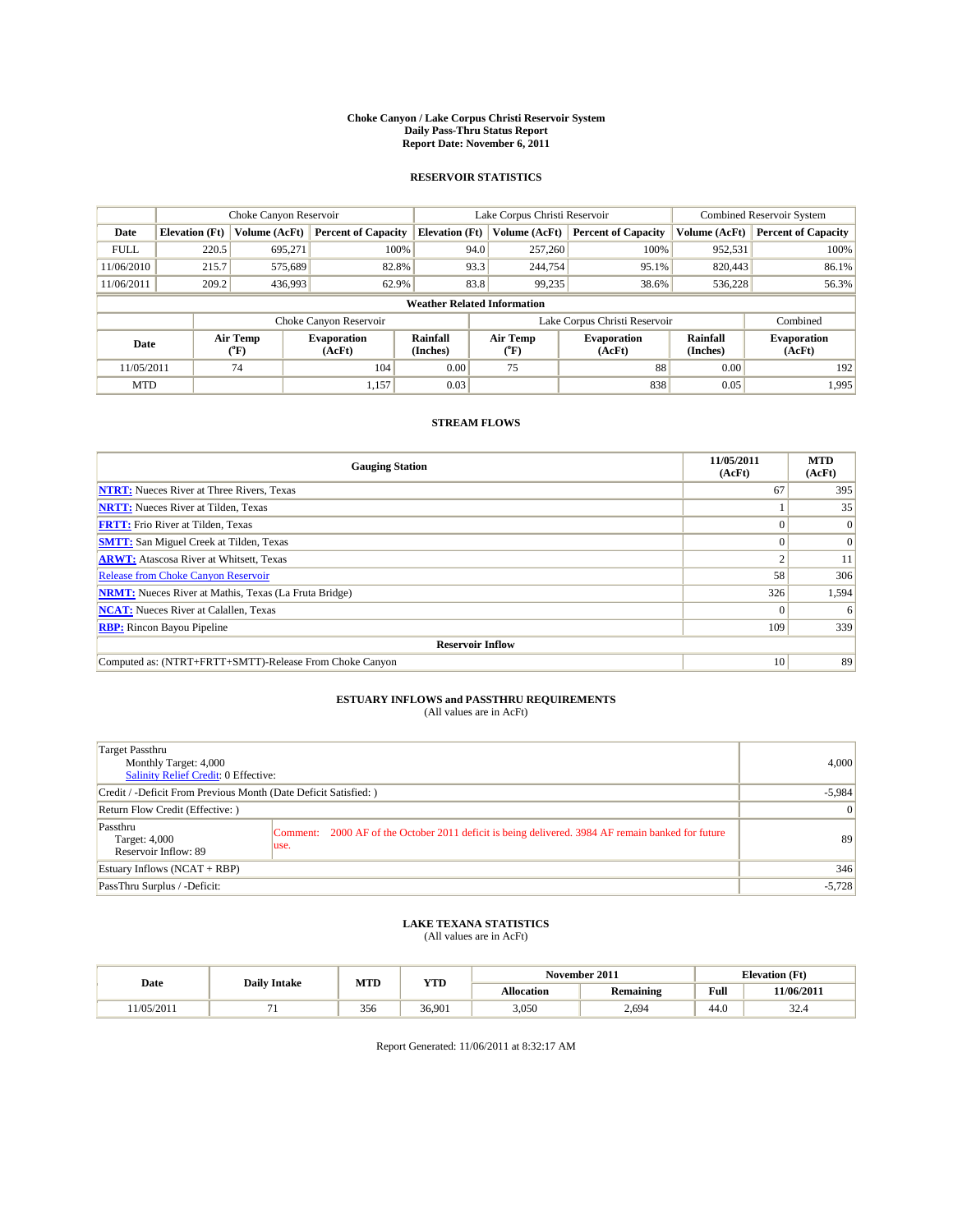# Choke Canyon / Lake Corpus Christi Reservoir System
## Daily Pass-Thru Status Report
### Report Date: November 6, 2011

## RESERVOIR STATISTICS

| | Choke Canyon Reservoir | | | Lake Corpus Christi Reservoir | | | Combined Reservoir System | |
|---|---|---|---|---|---|---|---|---|
| Date | Elevation (Ft) | Volume (AcFt) | Percent of Capacity | Elevation (Ft) | Volume (AcFt) | Percent of Capacity | Volume (AcFt) | Percent of Capacity |
| FULL | 220.5 | 695,271 | 100% | 94.0 | 257,260 | 100% | 952,531 | 100% |
| 11/06/2010 | 215.7 | 575,689 | 82.8% | 93.3 | 244,754 | 95.1% | 820,443 | 86.1% |
| 11/06/2011 | 209.2 | 436,993 | 62.9% | 83.8 | 99,235 | 38.6% | 536,228 | 56.3% |

**Weather Related Information**

| | Choke Canyon Reservoir | | | Lake Corpus Christi Reservoir | | | Combined |
|---|---|---|---|---|---|---|---|
| Date | Air Temp (°F) | Evaporation (AcFt) | Rainfall (Inches) | Air Temp (°F) | Evaporation (AcFt) | Rainfall (Inches) | Evaporation (AcFt) |
| 11/05/2011 | 74 | 104 | 0.00 | 75 | 88 | 0.00 | 192 |
| MTD | | 1,157 | 0.03 | | 838 | 0.05 | 1,995 |

## STREAM FLOWS

| Gauging Station | 11/05/2011 (AcFt) | MTD (AcFt) |
|---|---|---|
| **NTRT:** Nueces River at Three Rivers, Texas | 67 | 395 |
| **NRTT:** Nueces River at Tilden, Texas | 1 | 35 |
| **FRTT:** Frio River at Tilden, Texas | 0 | 0 |
| **SMTT:** San Miguel Creek at Tilden, Texas | 0 | 0 |
| **ARWT:** Atascosa River at Whitsett, Texas | 2 | 11 |
| Release from Choke Canyon Reservoir | 58 | 306 |
| **NRMT:** Nueces River at Mathis, Texas (La Fruta Bridge) | 326 | 1,594 |
| **NCAT:** Nueces River at Calallen, Texas | 0 | 6 |
| **RBP:** Rincon Bayou Pipeline | 109 | 339 |
| **Reservoir Inflow** | | |
| Computed as: (NTRT+FRTT+SMTT)-Release From Choke Canyon | 10 | 89 |

## ESTUARY INFLOWS and PASSTHRU REQUIREMENTS
(All values are in AcFt)

| | |
|---|---|
| Target Passthru<br>Monthly Target: 4,000<br>Salinity Relief Credit: 0 Effective: | 4,000 |
| Credit / -Deficit From Previous Month (Date Deficit Satisfied: ) | -5,984 |
| Return Flow Credit (Effective: ) | 0 |
| Passthru<br>Target: 4,000<br>Reservoir Inflow: 89<br>Comment: 2000 AF of the October 2011 deficit is being delivered. 3984 AF remain banked for future use. | 89 |
| Estuary Inflows (NCAT + RBP) | 346 |
| PassThru Surplus / -Deficit: | -5,728 |

## LAKE TEXANA STATISTICS
(All values are in AcFt)

| Date | Daily Intake | MTD | YTD | November 2011 | | Elevation (Ft) | |
|---|---|---|---|---|---|---|---|
| | | | | Allocation | Remaining | Full | 11/06/2011 |
| 11/05/2011 | 71 | 356 | 36,901 | 3,050 | 2,694 | 44.0 | 32.4 |

Report Generated: 11/06/2011 at 8:32:17 AM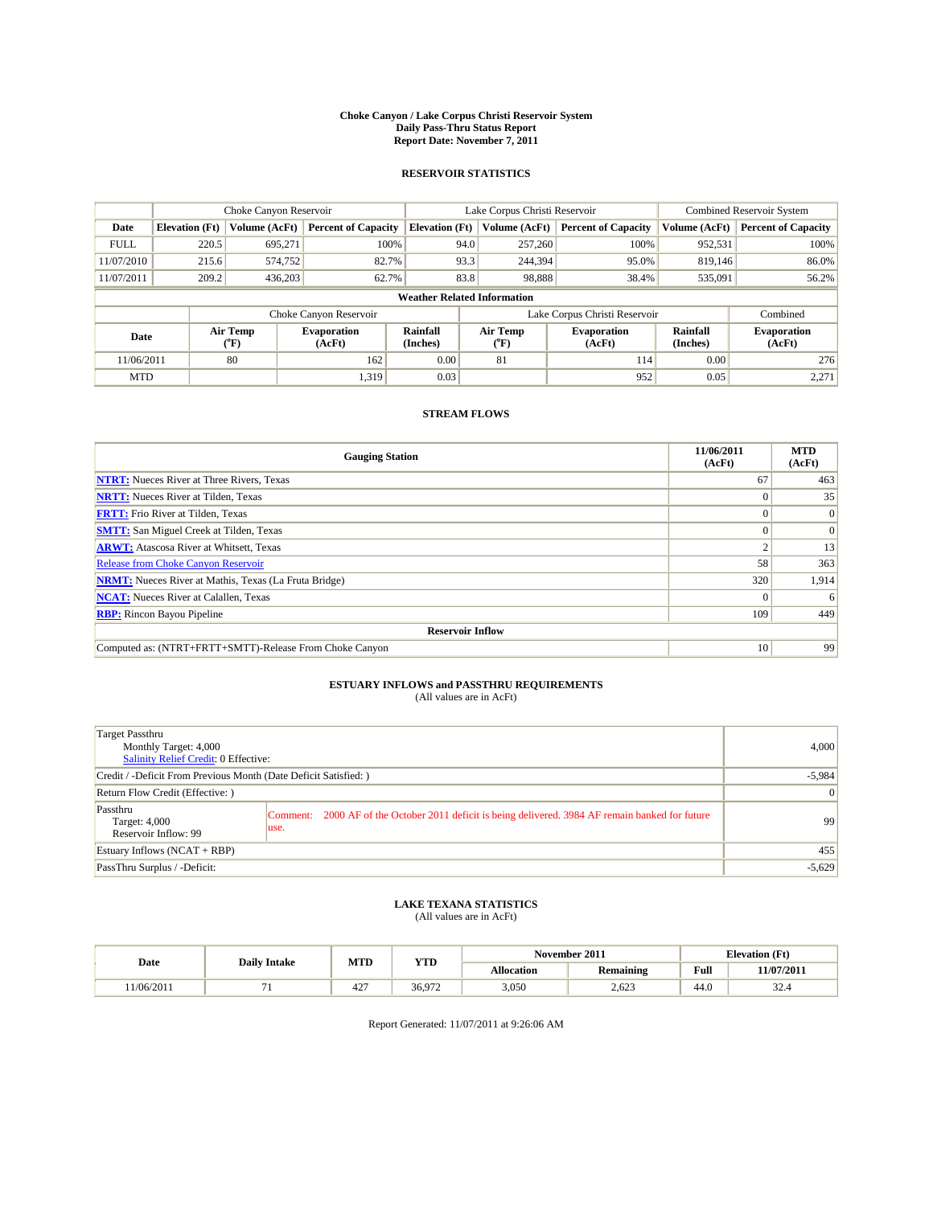# Choke Canyon / Lake Corpus Christi Reservoir System
## Daily Pass-Thru Status Report
### Report Date: November 7, 2011

## RESERVOIR STATISTICS

| | Choke Canyon Reservoir | | | Lake Corpus Christi Reservoir | | | Combined Reservoir System | |
|---|---|---|---|---|---|---|---|---|
| Date | Elevation (Ft) | Volume (AcFt) | Percent of Capacity | Elevation (Ft) | Volume (AcFt) | Percent of Capacity | Volume (AcFt) | Percent of Capacity |
| FULL | 220.5 | 695,271 | 100% | 94.0 | 257,260 | 100% | 952,531 | 100% |
| 11/07/2010 | 215.6 | 574,752 | 82.7% | 93.3 | 244,394 | 95.0% | 819,146 | 86.0% |
| 11/07/2011 | 209.2 | 436,203 | 62.7% | 83.8 | 98,888 | 38.4% | 535,091 | 56.2% |

**Weather Related Information**

| | Choke Canyon Reservoir | | | Lake Corpus Christi Reservoir | | | Combined |
|---|---|---|---|---|---|---|---|
| Date | Air Temp (°F) | Evaporation (AcFt) | Rainfall (Inches) | Air Temp (°F) | Evaporation (AcFt) | Rainfall (Inches) | Evaporation (AcFt) |
| 11/06/2011 | 80 | 162 | 0.00 | 81 | 114 | 0.00 | 276 |
| MTD | | 1,319 | 0.03 | | 952 | 0.05 | 2,271 |

## STREAM FLOWS

| Gauging Station | 11/06/2011 (AcFt) | MTD (AcFt) |
|---|---|---|
| NTRT: Nueces River at Three Rivers, Texas | 67 | 463 |
| NRTT: Nueces River at Tilden, Texas | 0 | 35 |
| FRTT: Frio River at Tilden, Texas | 0 | 0 |
| SMTT: San Miguel Creek at Tilden, Texas | 0 | 0 |
| ARWT: Atascosa River at Whitsett, Texas | 2 | 13 |
| Release from Choke Canyon Reservoir | 58 | 363 |
| NRMT: Nueces River at Mathis, Texas (La Fruta Bridge) | 320 | 1,914 |
| NCAT: Nueces River at Calallen, Texas | 0 | 6 |
| RBP: Rincon Bayou Pipeline | 109 | 449 |
| **Reservoir Inflow** | | |
| Computed as: (NTRT+FRTT+SMTT)-Release From Choke Canyon | 10 | 99 |

## ESTUARY INFLOWS and PASSTHRU REQUIREMENTS
(All values are in AcFt)

| | | |
|---|---|---|
| Target Passthru<br>Monthly Target: 4,000<br>Salinity Relief Credit: 0 Effective: | | 4,000 |
| Credit / -Deficit From Previous Month (Date Deficit Satisfied: ) | | -5,984 |
| Return Flow Credit (Effective: ) | | 0 |
| Passthru<br>Target: 4,000<br>Reservoir Inflow: 99 | Comment: 2000 AF of the October 2011 deficit is being delivered. 3984 AF remain banked for future use. | 99 |
| Estuary Inflows (NCAT + RBP) | | 455 |
| PassThru Surplus / -Deficit: | | -5,629 |

## LAKE TEXANA STATISTICS
(All values are in AcFt)

| Date | Daily Intake | MTD | YTD | November 2011 | | Elevation (Ft) | |
|---|---|---|---|---|---|---|---|
| | | | | Allocation | Remaining | Full | 11/07/2011 |
| 11/06/2011 | 71 | 427 | 36,972 | 3,050 | 2,623 | 44.0 | 32.4 |

Report Generated: 11/07/2011 at 9:26:06 AM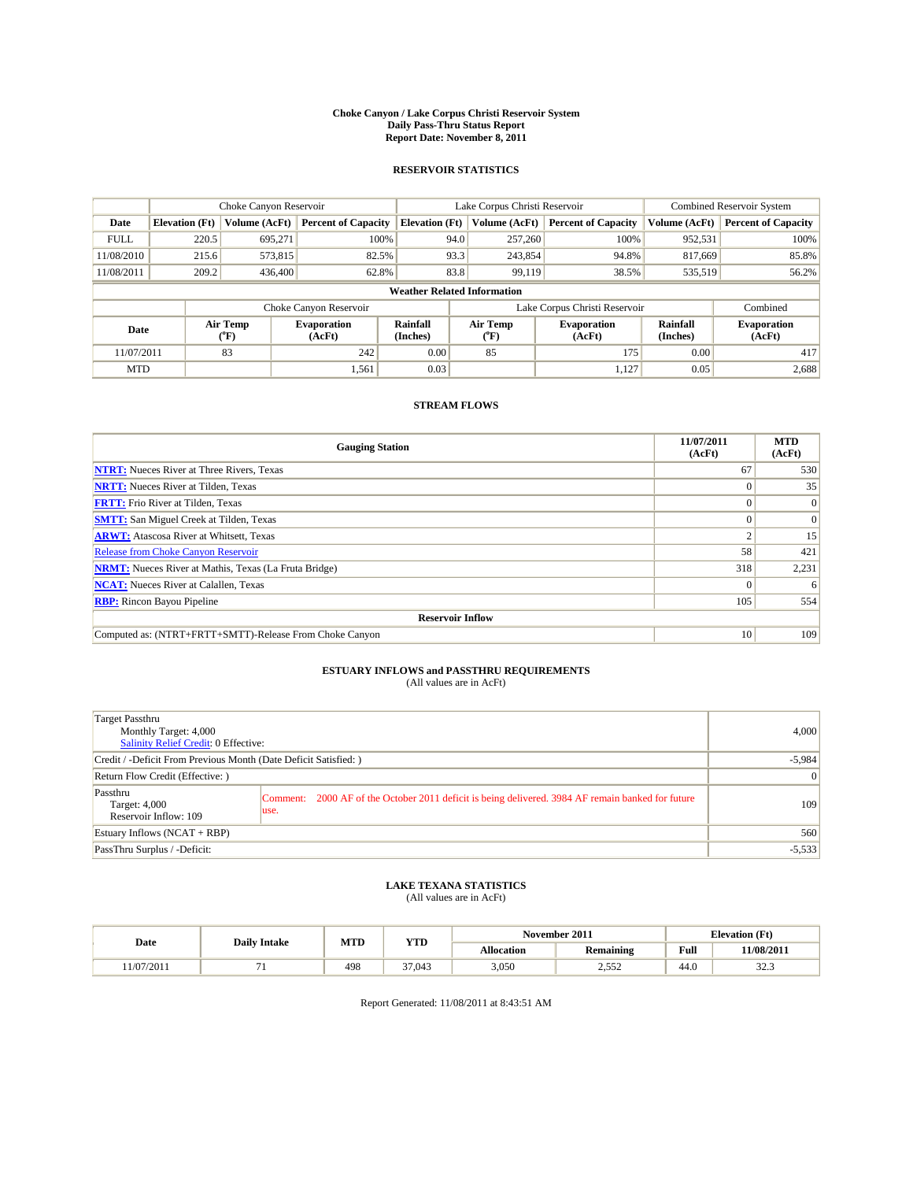# Choke Canyon / Lake Corpus Christi Reservoir System
## Daily Pass-Thru Status Report
## Report Date: November 8, 2011

### RESERVOIR STATISTICS

| | Choke Canyon Reservoir | | | Lake Corpus Christi Reservoir | | | Combined Reservoir System | |
|---|---|---|---|---|---|---|---|---|
| Date | Elevation (Ft) | Volume (AcFt) | Percent of Capacity | Elevation (Ft) | Volume (AcFt) | Percent of Capacity | Volume (AcFt) | Percent of Capacity |
| FULL | 220.5 | 695,271 | 100% | 94.0 | 257,260 | 100% | 952,531 | 100% |
| 11/08/2010 | 215.6 | 573,815 | 82.5% | 93.3 | 243,854 | 94.8% | 817,669 | 85.8% |
| 11/08/2011 | 209.2 | 436,400 | 62.8% | 83.8 | 99,119 | 38.5% | 535,519 | 56.2% |

**Weather Related Information**

| | Choke Canyon Reservoir | | | Lake Corpus Christi Reservoir | | | Combined |
|---|---|---|---|---|---|---|---|
| Date | Air Temp (°F) | Evaporation (AcFt) | Rainfall (Inches) | Air Temp (°F) | Evaporation (AcFt) | Rainfall (Inches) | Evaporation (AcFt) |
| 11/07/2011 | 83 | 242 | 0.00 | 85 | 175 | 0.00 | 417 |
| MTD | | 1,561 | 0.03 | | 1,127 | 0.05 | 2,688 |

### STREAM FLOWS

| Gauging Station | 11/07/2011 (AcFt) | MTD (AcFt) |
|---|---|---|
| NTRT: Nueces River at Three Rivers, Texas | 67 | 530 |
| NRTT: Nueces River at Tilden, Texas | 0 | 35 |
| FRTT: Frio River at Tilden, Texas | 0 | 0 |
| SMTT: San Miguel Creek at Tilden, Texas | 0 | 0 |
| ARWT: Atascosa River at Whitsett, Texas | 2 | 15 |
| Release from Choke Canyon Reservoir | 58 | 421 |
| NRMT: Nueces River at Mathis, Texas (La Fruta Bridge) | 318 | 2,231 |
| NCAT: Nueces River at Calallen, Texas | 0 | 6 |
| RBP: Rincon Bayou Pipeline | 105 | 554 |
| **Reservoir Inflow** | | |
| Computed as: (NTRT+FRTT+SMTT)-Release From Choke Canyon | 10 | 109 |

### ESTUARY INFLOWS and PASSTHRU REQUIREMENTS
(All values are in AcFt)

| | | |
|---|---|---|
| Target Passthru<br>Monthly Target: 4,000<br>Salinity Relief Credit: 0 Effective: | | 4,000 |
| Credit / -Deficit From Previous Month (Date Deficit Satisfied: ) | | -5,984 |
| Return Flow Credit (Effective: ) | | 0 |
| Passthru<br>Target: 4,000<br>Reservoir Inflow: 109 | Comment: 2000 AF of the October 2011 deficit is being delivered. 3984 AF remain banked for future use. | 109 |
| Estuary Inflows (NCAT + RBP) | | 560 |
| PassThru Surplus / -Deficit: | | -5,533 |

### LAKE TEXANA STATISTICS
(All values are in AcFt)

| Date | Daily Intake | MTD | YTD | November 2011 | | Elevation (Ft) | |
|---|---|---|---|---|---|---|---|
| | | | | Allocation | Remaining | Full | 11/08/2011 |
| 11/07/2011 | 71 | 498 | 37,043 | 3,050 | 2,552 | 44.0 | 32.3 |

Report Generated: 11/08/2011 at 8:43:51 AM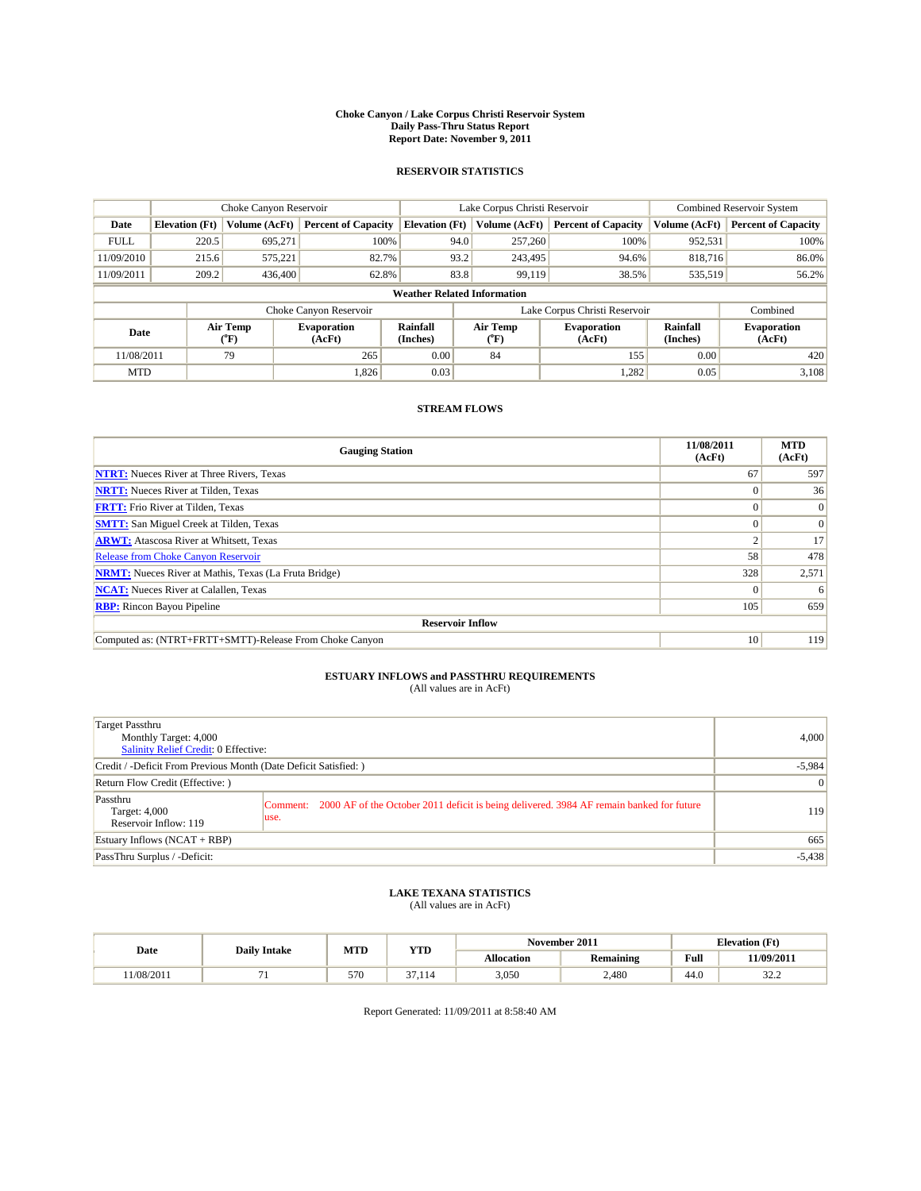# Choke Canyon / Lake Corpus Christi Reservoir System
## Daily Pass-Thru Status Report
### Report Date: November 9, 2011

## RESERVOIR STATISTICS

| | Choke Canyon Reservoir | | | Lake Corpus Christi Reservoir | | | Combined Reservoir System | |
|---|---|---|---|---|---|---|---|---|
| Date | Elevation (Ft) | Volume (AcFt) | Percent of Capacity | Elevation (Ft) | Volume (AcFt) | Percent of Capacity | Volume (AcFt) | Percent of Capacity |
| FULL | 220.5 | 695,271 | 100% | 94.0 | 257,260 | 100% | 952,531 | 100% |
| 11/09/2010 | 215.6 | 575,221 | 82.7% | 93.2 | 243,495 | 94.6% | 818,716 | 86.0% |
| 11/09/2011 | 209.2 | 436,400 | 62.8% | 83.8 | 99,119 | 38.5% | 535,519 | 56.2% |

**Weather Related Information**

| | Choke Canyon Reservoir | | | Lake Corpus Christi Reservoir | | | Combined |
|---|---|---|---|---|---|---|---|
| Date | Air Temp (°F) | Evaporation (AcFt) | Rainfall (Inches) | Air Temp (°F) | Evaporation (AcFt) | Rainfall (Inches) | Evaporation (AcFt) |
| 11/08/2011 | 79 | 265 | 0.00 | 84 | 155 | 0.00 | 420 |
| MTD | | 1,826 | 0.03 | | 1,282 | 0.05 | 3,108 |

## STREAM FLOWS

| Gauging Station | 11/08/2011 (AcFt) | MTD (AcFt) |
|---|---|---|
| NTRT: Nueces River at Three Rivers, Texas | 67 | 597 |
| NRTT: Nueces River at Tilden, Texas | 0 | 36 |
| FRTT: Frio River at Tilden, Texas | 0 | 0 |
| SMTT: San Miguel Creek at Tilden, Texas | 0 | 0 |
| ARWT: Atascosa River at Whitsett, Texas | 2 | 17 |
| Release from Choke Canyon Reservoir | 58 | 478 |
| NRMT: Nueces River at Mathis, Texas (La Fruta Bridge) | 328 | 2,571 |
| NCAT: Nueces River at Calallen, Texas | 0 | 6 |
| RBP: Rincon Bayou Pipeline | 105 | 659 |
| **Reservoir Inflow** | | |
| Computed as: (NTRT+FRTT+SMTT)-Release From Choke Canyon | 10 | 119 |

## ESTUARY INFLOWS and PASSTHRU REQUIREMENTS
(All values are in AcFt)

| | | |
|---|---|---|
| Target Passthru<br>Monthly Target: 4,000<br>Salinity Relief Credit: 0 Effective: | | 4,000 |
| Credit / -Deficit From Previous Month (Date Deficit Satisfied: ) | | -5,984 |
| Return Flow Credit (Effective: ) | | 0 |
| Passthru<br>Target: 4,000<br>Reservoir Inflow: 119 | Comment: 2000 AF of the October 2011 deficit is being delivered. 3984 AF remain banked for future use. | 119 |
| Estuary Inflows (NCAT + RBP) | | 665 |
| PassThru Surplus / -Deficit: | | -5,438 |

## LAKE TEXANA STATISTICS
(All values are in AcFt)

| Date | Daily Intake | MTD | YTD | November 2011 | | Elevation (Ft) | |
|---|---|---|---|---|---|---|---|
| | | | | Allocation | Remaining | Full | 11/09/2011 |
| 11/08/2011 | 71 | 570 | 37,114 | 3,050 | 2,480 | 44.0 | 32.2 |

Report Generated: 11/09/2011 at 8:58:40 AM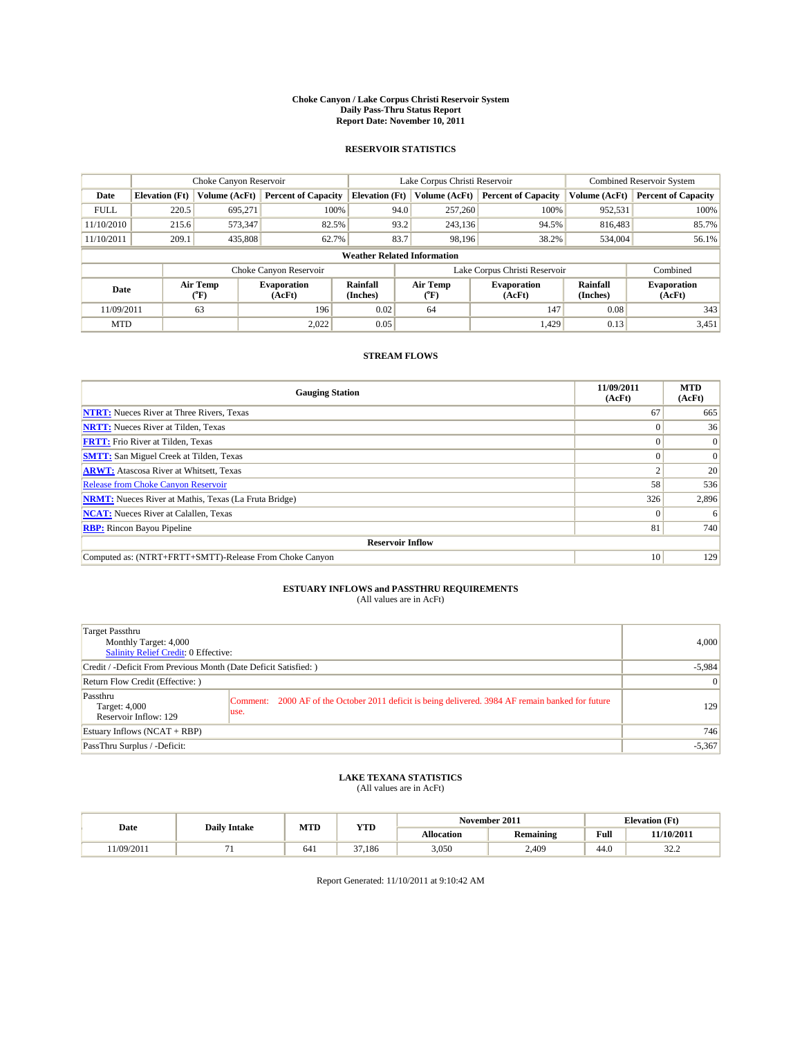**Choke Canyon / Lake Corpus Christi Reservoir System**
**Daily Pass-Thru Status Report**
**Report Date: November 10, 2011**

## RESERVOIR STATISTICS

| | Choke Canyon Reservoir | | | Lake Corpus Christi Reservoir | | | Combined Reservoir System | |
|---|---|---|---|---|---|---|---|---|
| Date | Elevation (Ft) | Volume (AcFt) | Percent of Capacity | Elevation (Ft) | Volume (AcFt) | Percent of Capacity | Volume (AcFt) | Percent of Capacity |
| FULL | 220.5 | 695,271 | 100% | 94.0 | 257,260 | 100% | 952,531 | 100% |
| 11/10/2010 | 215.6 | 573,347 | 82.5% | 93.2 | 243,136 | 94.5% | 816,483 | 85.7% |
| 11/10/2011 | 209.1 | 435,808 | 62.7% | 83.7 | 98,196 | 38.2% | 534,004 | 56.1% |

**Weather Related Information**

| | Choke Canyon Reservoir | | | Lake Corpus Christi Reservoir | | | Combined |
|---|---|---|---|---|---|---|---|
| Date | Air Temp (°F) | Evaporation (AcFt) | Rainfall (Inches) | Air Temp (°F) | Evaporation (AcFt) | Rainfall (Inches) | Evaporation (AcFt) |
| 11/09/2011 | 63 | 196 | 0.02 | 64 | 147 | 0.08 | 343 |
| MTD | | 2,022 | 0.05 | | 1,429 | 0.13 | 3,451 |

## STREAM FLOWS

| Gauging Station | 11/09/2011 (AcFt) | MTD (AcFt) |
|---|---|---|
| NTRT: Nueces River at Three Rivers, Texas | 67 | 665 |
| NRTT: Nueces River at Tilden, Texas | 0 | 36 |
| FRTT: Frio River at Tilden, Texas | 0 | 0 |
| SMTT: San Miguel Creek at Tilden, Texas | 0 | 0 |
| ARWT: Atascosa River at Whitsett, Texas | 2 | 20 |
| Release from Choke Canyon Reservoir | 58 | 536 |
| NRMT: Nueces River at Mathis, Texas (La Fruta Bridge) | 326 | 2,896 |
| NCAT: Nueces River at Calallen, Texas | 0 | 6 |
| RBP: Rincon Bayou Pipeline | 81 | 740 |
| **Reservoir Inflow** | | |
| Computed as: (NTRT+FRTT+SMTT)-Release From Choke Canyon | 10 | 129 |

## ESTUARY INFLOWS and PASSTHRU REQUIREMENTS
(All values are in AcFt)

| | | |
|---|---|---|
| Target Passthru<br>Monthly Target: 4,000<br>Salinity Relief Credit: 0 Effective: | | 4,000 |
| Credit / -Deficit From Previous Month (Date Deficit Satisfied: ) | | -5,984 |
| Return Flow Credit (Effective: ) | | 0 |
| Passthru<br>Target: 4,000<br>Reservoir Inflow: 129 | Comment: 2000 AF of the October 2011 deficit is being delivered. 3984 AF remain banked for future use. | 129 |
| Estuary Inflows (NCAT + RBP) | | 746 |
| PassThru Surplus / -Deficit: | | -5,367 |

## LAKE TEXANA STATISTICS
(All values are in AcFt)

| Date | Daily Intake | MTD | YTD | November 2011 | | Elevation (Ft) | |
|---|---|---|---|---|---|---|---|
| | | | | Allocation | Remaining | Full | 11/10/2011 |
| 11/09/2011 | 71 | 641 | 37,186 | 3,050 | 2,409 | 44.0 | 32.2 |

Report Generated: 11/10/2011 at 9:10:42 AM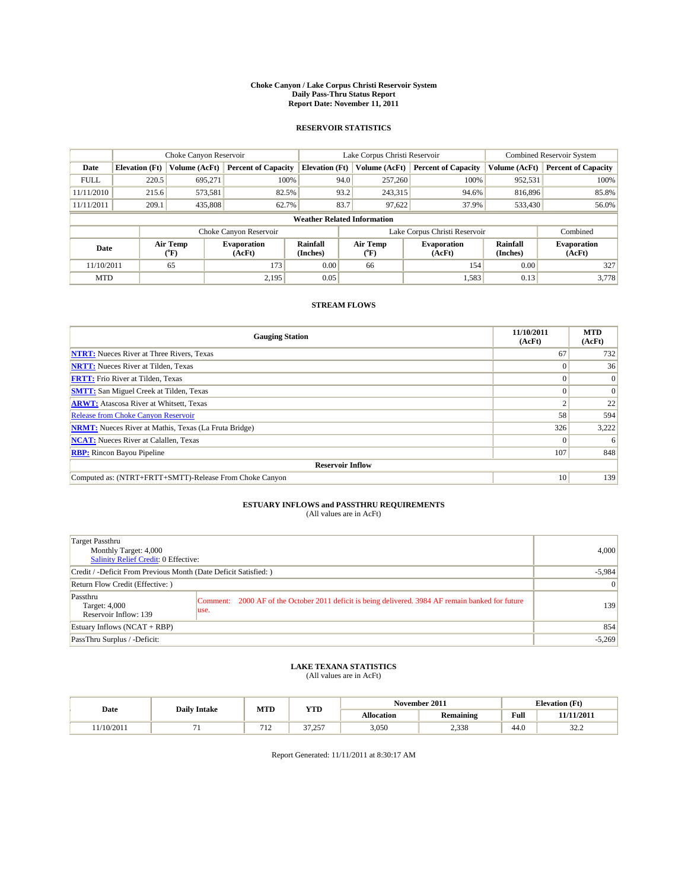# Choke Canyon / Lake Corpus Christi Reservoir System
## Daily Pass-Thru Status Report
## Report Date: November 11, 2011

### RESERVOIR STATISTICS

| | Choke Canyon Reservoir | | | Lake Corpus Christi Reservoir | | | Combined Reservoir System | |
|---|---|---|---|---|---|---|---|---|
| Date | Elevation (Ft) | Volume (AcFt) | Percent of Capacity | Elevation (Ft) | Volume (AcFt) | Percent of Capacity | Volume (AcFt) | Percent of Capacity |
| FULL | 220.5 | 695,271 | 100% | 94.0 | 257,260 | 100% | 952,531 | 100% |
| 11/11/2010 | 215.6 | 573,581 | 82.5% | 93.2 | 243,315 | 94.6% | 816,896 | 85.8% |
| 11/11/2011 | 209.1 | 435,808 | 62.7% | 83.7 | 97,622 | 37.9% | 533,430 | 56.0% |

**Weather Related Information**

| | Choke Canyon Reservoir | | | Lake Corpus Christi Reservoir | | | Combined |
|---|---|---|---|---|---|---|---|
| Date | Air Temp (°F) | Evaporation (AcFt) | Rainfall (Inches) | Air Temp (°F) | Evaporation (AcFt) | Rainfall (Inches) | Evaporation (AcFt) |
| 11/10/2011 | 65 | 173 | 0.00 | 66 | 154 | 0.00 | 327 |
| MTD | | 2,195 | 0.05 | | 1,583 | 0.13 | 3,778 |

### STREAM FLOWS

| Gauging Station | 11/10/2011 (AcFt) | MTD (AcFt) |
|---|---|---|
| NTRT: Nueces River at Three Rivers, Texas | 67 | 732 |
| NRTT: Nueces River at Tilden, Texas | 0 | 36 |
| FRTT: Frio River at Tilden, Texas | 0 | 0 |
| SMTT: San Miguel Creek at Tilden, Texas | 0 | 0 |
| ARWT: Atascosa River at Whitsett, Texas | 2 | 22 |
| Release from Choke Canyon Reservoir | 58 | 594 |
| NRMT: Nueces River at Mathis, Texas (La Fruta Bridge) | 326 | 3,222 |
| NCAT: Nueces River at Calallen, Texas | 0 | 6 |
| RBP: Rincon Bayou Pipeline | 107 | 848 |
| **Reservoir Inflow** | | |
| Computed as: (NTRT+FRTT+SMTT)-Release From Choke Canyon | 10 | 139 |

### ESTUARY INFLOWS and PASSTHRU REQUIREMENTS
(All values are in AcFt)

| | | |
|---|---|---|
| Target Passthru<br>Monthly Target: 4,000<br>Salinity Relief Credit: 0 Effective: | | 4,000 |
| Credit / -Deficit From Previous Month (Date Deficit Satisfied: ) | | -5,984 |
| Return Flow Credit (Effective: ) | | 0 |
| Passthru<br>Target: 4,000<br>Reservoir Inflow: 139 | Comment: 2000 AF of the October 2011 deficit is being delivered. 3984 AF remain banked for future use. | 139 |
| Estuary Inflows (NCAT + RBP) | | 854 |
| PassThru Surplus / -Deficit: | | -5,269 |

### LAKE TEXANA STATISTICS
(All values are in AcFt)

| Date | Daily Intake | MTD | YTD | November 2011 | | Elevation (Ft) | |
|---|---|---|---|---|---|---|---|
| | | | | Allocation | Remaining | Full | 11/11/2011 |
| 11/10/2011 | 71 | 712 | 37,257 | 3,050 | 2,338 | 44.0 | 32.2 |

Report Generated: 11/11/2011 at 8:30:17 AM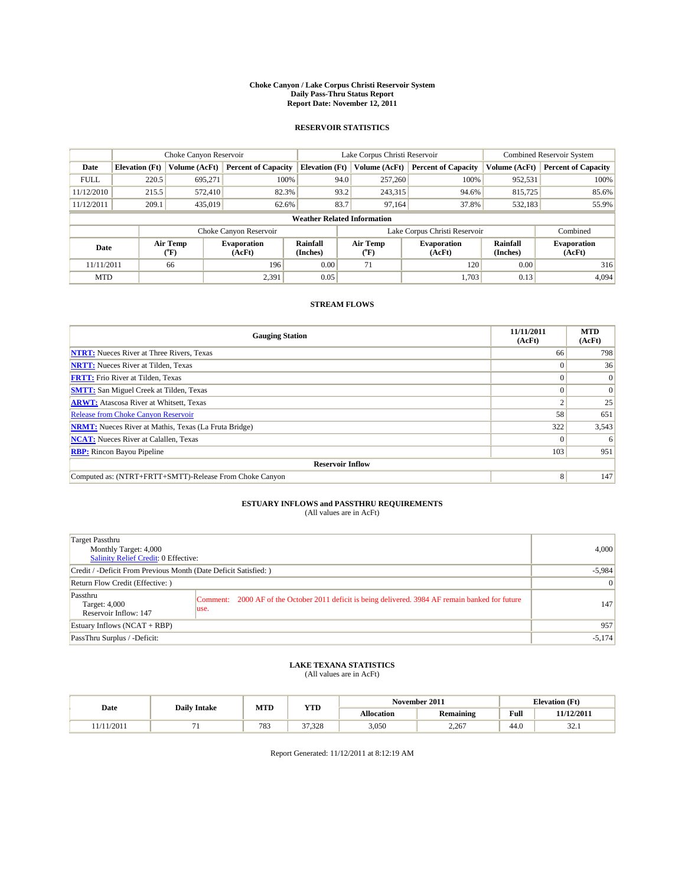**Choke Canyon / Lake Corpus Christi Reservoir System**
**Daily Pass-Thru Status Report**
**Report Date: November 12, 2011**

## RESERVOIR STATISTICS

| | Choke Canyon Reservoir | | | Lake Corpus Christi Reservoir | | | Combined Reservoir System | |
|---|---|---|---|---|---|---|---|---|
| **Date** | **Elevation (Ft)** | **Volume (AcFt)** | **Percent of Capacity** | **Elevation (Ft)** | **Volume (AcFt)** | **Percent of Capacity** | **Volume (AcFt)** | **Percent of Capacity** |
| FULL | 220.5 | 695,271 | 100% | 94.0 | 257,260 | 100% | 952,531 | 100% |
| 11/12/2010 | 215.5 | 572,410 | 82.3% | 93.2 | 243,315 | 94.6% | 815,725 | 85.6% |
| 11/12/2011 | 209.1 | 435,019 | 62.6% | 83.7 | 97,164 | 37.8% | 532,183 | 55.9% |

**Weather Related Information**

| | Choke Canyon Reservoir | | | Lake Corpus Christi Reservoir | | | Combined |
|---|---|---|---|---|---|---|---|
| **Date** | **Air Temp (°F)** | **Evaporation (AcFt)** | **Rainfall (Inches)** | **Air Temp (°F)** | **Evaporation (AcFt)** | **Rainfall (Inches)** | **Evaporation (AcFt)** |
| 11/11/2011 | 66 | 196 | 0.00 | 71 | 120 | 0.00 | 316 |
| MTD | | 2,391 | 0.05 | | 1,703 | 0.13 | 4,094 |

## STREAM FLOWS

| Gauging Station | 11/11/2011 (AcFt) | MTD (AcFt) |
|---|---|---|
| **NTRT:** Nueces River at Three Rivers, Texas | 66 | 798 |
| **NRTT:** Nueces River at Tilden, Texas | 0 | 36 |
| **FRTT:** Frio River at Tilden, Texas | 0 | 0 |
| **SMTT:** San Miguel Creek at Tilden, Texas | 0 | 0 |
| **ARWT:** Atascosa River at Whitsett, Texas | 2 | 25 |
| Release from Choke Canyon Reservoir | 58 | 651 |
| **NRMT:** Nueces River at Mathis, Texas (La Fruta Bridge) | 322 | 3,543 |
| **NCAT:** Nueces River at Calallen, Texas | 0 | 6 |
| **RBP:** Rincon Bayou Pipeline | 103 | 951 |
| **Reservoir Inflow** | | |
| Computed as: (NTRT+FRTT+SMTT)-Release From Choke Canyon | 8 | 147 |

## ESTUARY INFLOWS and PASSTHRU REQUIREMENTS
(All values are in AcFt)

| | | |
|---|---|---|
| Target Passthru<br>Monthly Target: 4,000<br>Salinity Relief Credit: 0 Effective: | | 4,000 |
| Credit / -Deficit From Previous Month (Date Deficit Satisfied: ) | | -5,984 |
| Return Flow Credit (Effective: ) | | 0 |
| Passthru<br>Target: 4,000<br>Reservoir Inflow: 147 | Comment: 2000 AF of the October 2011 deficit is being delivered. 3984 AF remain banked for future use. | 147 |
| Estuary Inflows (NCAT + RBP) | | 957 |
| PassThru Surplus / -Deficit: | | -5,174 |

## LAKE TEXANA STATISTICS
(All values are in AcFt)

| Date | Daily Intake | MTD | YTD | November 2011 | | Elevation (Ft) | |
|---|---|---|---|---|---|---|---|
| | | | | **Allocation** | **Remaining** | **Full** | **11/12/2011** |
| 11/11/2011 | 71 | 783 | 37,328 | 3,050 | 2,267 | 44.0 | 32.1 |

Report Generated: 11/12/2011 at 8:12:19 AM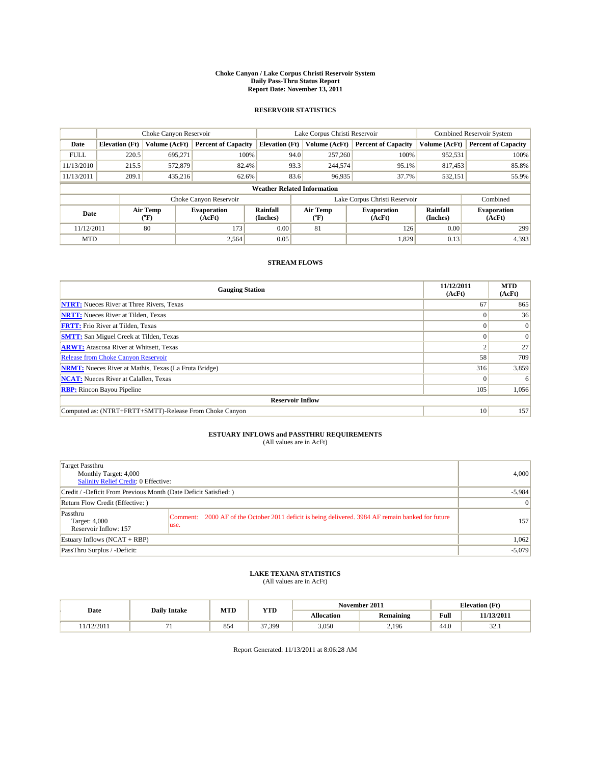# Choke Canyon / Lake Corpus Christi Reservoir System
## Daily Pass-Thru Status Report
## Report Date: November 13, 2011

### RESERVOIR STATISTICS

| | Choke Canyon Reservoir | | | Lake Corpus Christi Reservoir | | | Combined Reservoir System | |
|---|---|---|---|---|---|---|---|---|
| Date | Elevation (Ft) | Volume (AcFt) | Percent of Capacity | Elevation (Ft) | Volume (AcFt) | Percent of Capacity | Volume (AcFt) | Percent of Capacity |
| FULL | 220.5 | 695,271 | 100% | 94.0 | 257,260 | 100% | 952,531 | 100% |
| 11/13/2010 | 215.5 | 572,879 | 82.4% | 93.3 | 244,574 | 95.1% | 817,453 | 85.8% |
| 11/13/2011 | 209.1 | 435,216 | 62.6% | 83.6 | 96,935 | 37.7% | 532,151 | 55.9% |

**Weather Related Information**

| | Choke Canyon Reservoir | | | Lake Corpus Christi Reservoir | | | Combined |
|---|---|---|---|---|---|---|---|
| Date | Air Temp (°F) | Evaporation (AcFt) | Rainfall (Inches) | Air Temp (°F) | Evaporation (AcFt) | Rainfall (Inches) | Evaporation (AcFt) |
| 11/12/2011 | 80 | 173 | 0.00 | 81 | 126 | 0.00 | 299 |
| MTD | | 2,564 | 0.05 | | 1,829 | 0.13 | 4,393 |

### STREAM FLOWS

| Gauging Station | 11/12/2011 (AcFt) | MTD (AcFt) |
|---|---|---|
| NTRT: Nueces River at Three Rivers, Texas | 67 | 865 |
| NRTT: Nueces River at Tilden, Texas | 0 | 36 |
| FRTT: Frio River at Tilden, Texas | 0 | 0 |
| SMTT: San Miguel Creek at Tilden, Texas | 0 | 0 |
| ARWT: Atascosa River at Whitsett, Texas | 2 | 27 |
| Release from Choke Canyon Reservoir | 58 | 709 |
| NRMT: Nueces River at Mathis, Texas (La Fruta Bridge) | 316 | 3,859 |
| NCAT: Nueces River at Calallen, Texas | 0 | 6 |
| RBP: Rincon Bayou Pipeline | 105 | 1,056 |
| **Reservoir Inflow** | | |
| Computed as: (NTRT+FRTT+SMTT)-Release From Choke Canyon | 10 | 157 |

### ESTUARY INFLOWS and PASSTHRU REQUIREMENTS
(All values are in AcFt)

| | |
|---|---|
| Target Passthru<br>Monthly Target: 4,000<br>Salinity Relief Credit: 0 Effective: | 4,000 |
| Credit / -Deficit From Previous Month (Date Deficit Satisfied: ) | -5,984 |
| Return Flow Credit (Effective: ) | 0 |
| Passthru<br>Target: 4,000<br>Reservoir Inflow: 157<br>Comment: 2000 AF of the October 2011 deficit is being delivered. 3984 AF remain banked for future use. | 157 |
| Estuary Inflows (NCAT + RBP) | 1,062 |
| PassThru Surplus / -Deficit: | -5,079 |

### LAKE TEXANA STATISTICS
(All values are in AcFt)

| Date | Daily Intake | MTD | YTD | November 2011 | | Elevation (Ft) | |
|---|---|---|---|---|---|---|---|
| | | | | Allocation | Remaining | Full | 11/13/2011 |
| 11/12/2011 | 71 | 854 | 37,399 | 3,050 | 2,196 | 44.0 | 32.1 |

Report Generated: 11/13/2011 at 8:06:28 AM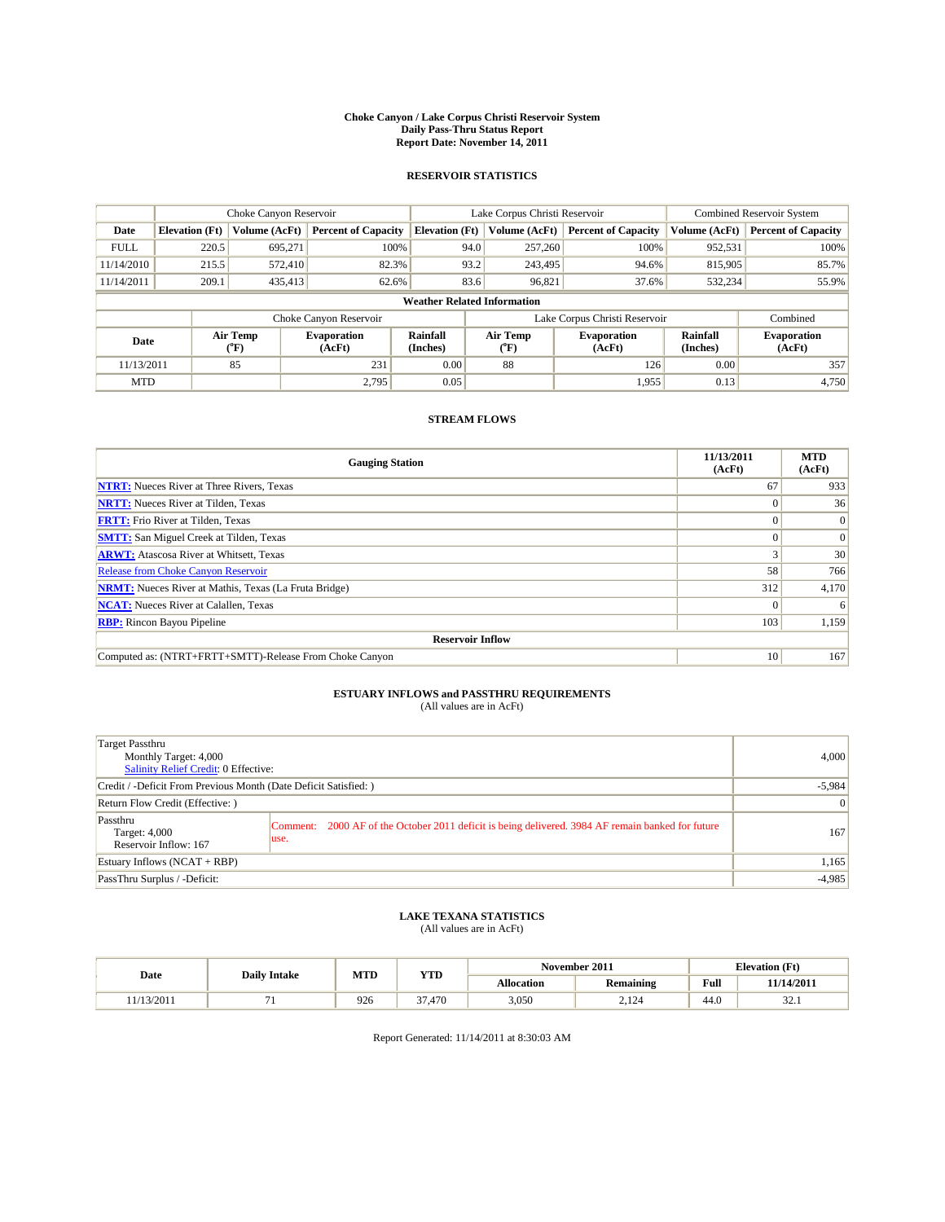**Choke Canyon / Lake Corpus Christi Reservoir System**
**Daily Pass-Thru Status Report**
**Report Date: November 14, 2011**

## RESERVOIR STATISTICS

| | Choke Canyon Reservoir | | | Lake Corpus Christi Reservoir | | | Combined Reservoir System | |
|---|---|---|---|---|---|---|---|---|
| Date | Elevation (Ft) | Volume (AcFt) | Percent of Capacity | Elevation (Ft) | Volume (AcFt) | Percent of Capacity | Volume (AcFt) | Percent of Capacity |
| FULL | 220.5 | 695,271 | 100% | 94.0 | 257,260 | 100% | 952,531 | 100% |
| 11/14/2010 | 215.5 | 572,410 | 82.3% | 93.2 | 243,495 | 94.6% | 815,905 | 85.7% |
| 11/14/2011 | 209.1 | 435,413 | 62.6% | 83.6 | 96,821 | 37.6% | 532,234 | 55.9% |

**Weather Related Information**

| | Choke Canyon Reservoir | | | Lake Corpus Christi Reservoir | | | Combined |
|---|---|---|---|---|---|---|---|
| Date | Air Temp (°F) | Evaporation (AcFt) | Rainfall (Inches) | Air Temp (°F) | Evaporation (AcFt) | Rainfall (Inches) | Evaporation (AcFt) |
| 11/13/2011 | 85 | 231 | 0.00 | 88 | 126 | 0.00 | 357 |
| MTD | | 2,795 | 0.05 | | 1,955 | 0.13 | 4,750 |

## STREAM FLOWS

| Gauging Station | 11/13/2011 (AcFt) | MTD (AcFt) |
|---|---|---|
| NTRT: Nueces River at Three Rivers, Texas | 67 | 933 |
| NRTT: Nueces River at Tilden, Texas | 0 | 36 |
| FRTT: Frio River at Tilden, Texas | 0 | 0 |
| SMTT: San Miguel Creek at Tilden, Texas | 0 | 0 |
| ARWT: Atascosa River at Whitsett, Texas | 3 | 30 |
| Release from Choke Canyon Reservoir | 58 | 766 |
| NRMT: Nueces River at Mathis, Texas (La Fruta Bridge) | 312 | 4,170 |
| NCAT: Nueces River at Calallen, Texas | 0 | 6 |
| RBP: Rincon Bayou Pipeline | 103 | 1,159 |
| **Reservoir Inflow** | | |
| Computed as: (NTRT+FRTT+SMTT)-Release From Choke Canyon | 10 | 167 |

## ESTUARY INFLOWS and PASSTHRU REQUIREMENTS
(All values are in AcFt)

| | | |
|---|---|---|
| Target Passthru<br>Monthly Target: 4,000<br>Salinity Relief Credit: 0 Effective: | | 4,000 |
| Credit / -Deficit From Previous Month (Date Deficit Satisfied: ) | | -5,984 |
| Return Flow Credit (Effective: ) | | 0 |
| Passthru<br>Target: 4,000<br>Reservoir Inflow: 167 | Comment: 2000 AF of the October 2011 deficit is being delivered. 3984 AF remain banked for future use. | 167 |
| Estuary Inflows (NCAT + RBP) | | 1,165 |
| PassThru Surplus / -Deficit: | | -4,985 |

## LAKE TEXANA STATISTICS
(All values are in AcFt)

| Date | Daily Intake | MTD | YTD | November 2011 | | Elevation (Ft) | |
|---|---|---|---|---|---|---|---|
| | | | | Allocation | Remaining | Full | 11/14/2011 |
| 11/13/2011 | 71 | 926 | 37,470 | 3,050 | 2,124 | 44.0 | 32.1 |

Report Generated: 11/14/2011 at 8:30:03 AM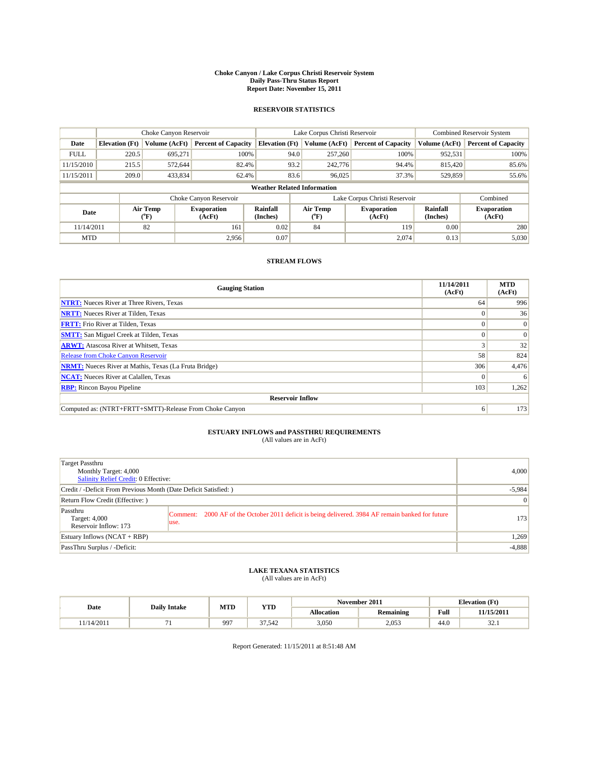# Choke Canyon / Lake Corpus Christi Reservoir System
## Daily Pass-Thru Status Report
### Report Date: November 15, 2011

## RESERVOIR STATISTICS

| | Choke Canyon Reservoir | | | Lake Corpus Christi Reservoir | | | Combined Reservoir System | |
|---|---|---|---|---|---|---|---|---|
| Date | Elevation (Ft) | Volume (AcFt) | Percent of Capacity | Elevation (Ft) | Volume (AcFt) | Percent of Capacity | Volume (AcFt) | Percent of Capacity |
| FULL | 220.5 | 695,271 | 100% | 94.0 | 257,260 | 100% | 952,531 | 100% |
| 11/15/2010 | 215.5 | 572,644 | 82.4% | 93.2 | 242,776 | 94.4% | 815,420 | 85.6% |
| 11/15/2011 | 209.0 | 433,834 | 62.4% | 83.6 | 96,025 | 37.3% | 529,859 | 55.6% |

**Weather Related Information**

| | Choke Canyon Reservoir | | | Lake Corpus Christi Reservoir | | | Combined |
|---|---|---|---|---|---|---|---|
| Date | Air Temp (°F) | Evaporation (AcFt) | Rainfall (Inches) | Air Temp (°F) | Evaporation (AcFt) | Rainfall (Inches) | Evaporation (AcFt) |
| 11/14/2011 | 82 | 161 | 0.02 | 84 | 119 | 0.00 | 280 |
| MTD | | 2,956 | 0.07 | | 2,074 | 0.13 | 5,030 |

## STREAM FLOWS

| Gauging Station | 11/14/2011 (AcFt) | MTD (AcFt) |
|---|---|---|
| **NTRT:** Nueces River at Three Rivers, Texas | 64 | 996 |
| **NRTT:** Nueces River at Tilden, Texas | 0 | 36 |
| **FRTT:** Frio River at Tilden, Texas | 0 | 0 |
| **SMTT:** San Miguel Creek at Tilden, Texas | 0 | 0 |
| **ARWT:** Atascosa River at Whitsett, Texas | 3 | 32 |
| Release from Choke Canyon Reservoir | 58 | 824 |
| **NRMT:** Nueces River at Mathis, Texas (La Fruta Bridge) | 306 | 4,476 |
| **NCAT:** Nueces River at Calallen, Texas | 0 | 6 |
| **RBP:** Rincon Bayou Pipeline | 103 | 1,262 |
| **Reservoir Inflow** | | |
| Computed as: (NTRT+FRTT+SMTT)-Release From Choke Canyon | 6 | 173 |

## ESTUARY INFLOWS and PASSTHRU REQUIREMENTS
(All values are in AcFt)

| | | |
|---|---|---|
| Target Passthru<br>Monthly Target: 4,000<br>Salinity Relief Credit: 0 Effective: | | 4,000 |
| Credit / -Deficit From Previous Month (Date Deficit Satisfied: ) | | -5,984 |
| Return Flow Credit (Effective: ) | | 0 |
| Passthru<br>Target: 4,000<br>Reservoir Inflow: 173 | Comment: 2000 AF of the October 2011 deficit is being delivered. 3984 AF remain banked for future use. | 173 |
| Estuary Inflows (NCAT + RBP) | | 1,269 |
| PassThru Surplus / -Deficit: | | -4,888 |

## LAKE TEXANA STATISTICS
(All values are in AcFt)

| Date | Daily Intake | MTD | YTD | November 2011 | | Elevation (Ft) | |
|---|---|---|---|---|---|---|---|
| | | | | Allocation | Remaining | Full | 11/15/2011 |
| 11/14/2011 | 71 | 997 | 37,542 | 3,050 | 2,053 | 44.0 | 32.1 |

Report Generated: 11/15/2011 at 8:51:48 AM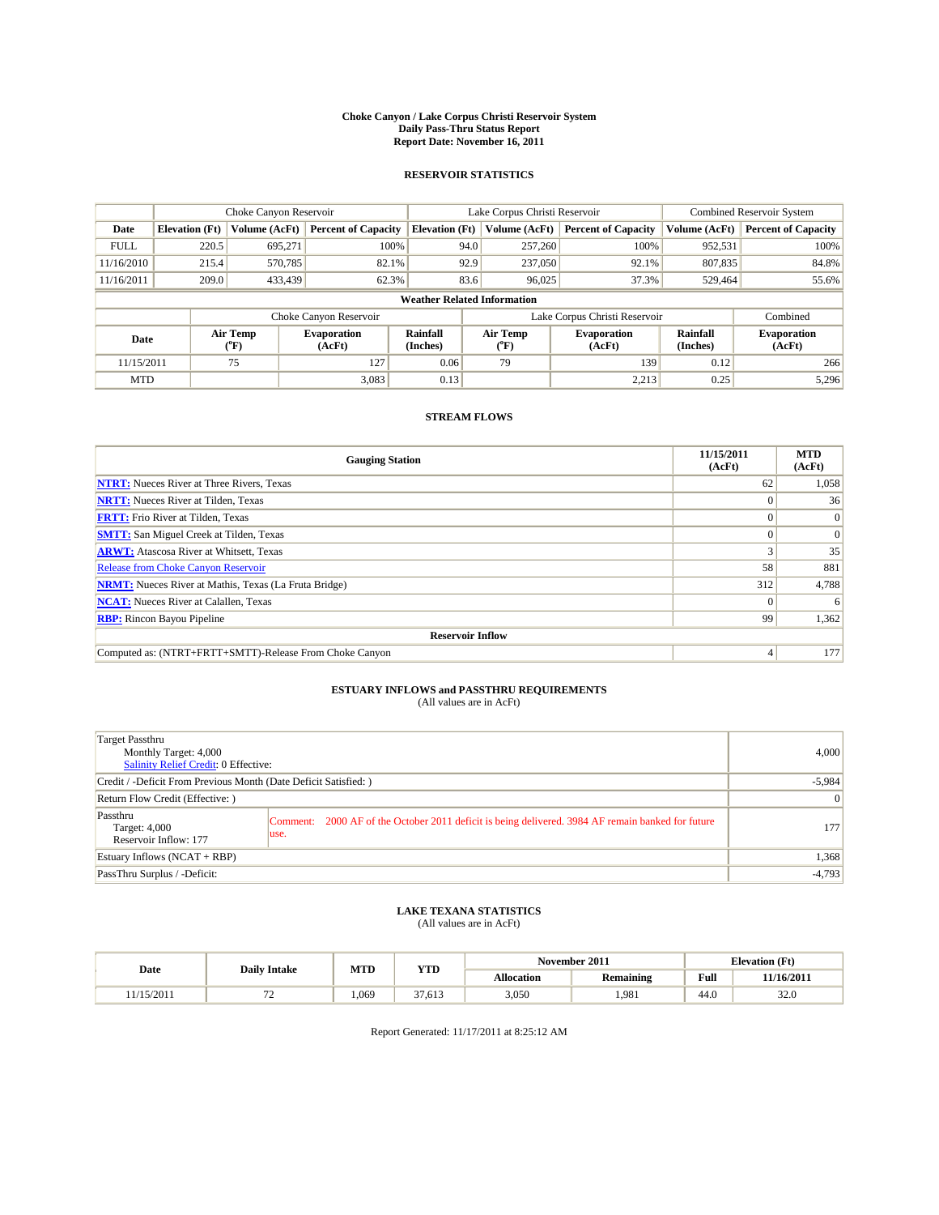**Choke Canyon / Lake Corpus Christi Reservoir System**
**Daily Pass-Thru Status Report**
**Report Date: November 16, 2011**

## RESERVOIR STATISTICS

| | Choke Canyon Reservoir | | | Lake Corpus Christi Reservoir | | | Combined Reservoir System | |
|---|---|---|---|---|---|---|---|---|
| Date | Elevation (Ft) | Volume (AcFt) | Percent of Capacity | Elevation (Ft) | Volume (AcFt) | Percent of Capacity | Volume (AcFt) | Percent of Capacity |
| FULL | 220.5 | 695,271 | 100% | 94.0 | 257,260 | 100% | 952,531 | 100% |
| 11/16/2010 | 215.4 | 570,785 | 82.1% | 92.9 | 237,050 | 92.1% | 807,835 | 84.8% |
| 11/16/2011 | 209.0 | 433,439 | 62.3% | 83.6 | 96,025 | 37.3% | 529,464 | 55.6% |

**Weather Related Information**

| | Choke Canyon Reservoir | | | Lake Corpus Christi Reservoir | | | Combined |
|---|---|---|---|---|---|---|---|
| Date | Air Temp (°F) | Evaporation (AcFt) | Rainfall (Inches) | Air Temp (°F) | Evaporation (AcFt) | Rainfall (Inches) | Evaporation (AcFt) |
| 11/15/2011 | 75 | 127 | 0.06 | 79 | 139 | 0.12 | 266 |
| MTD | | 3,083 | 0.13 | | 2,213 | 0.25 | 5,296 |

## STREAM FLOWS

| Gauging Station | 11/15/2011 (AcFt) | MTD (AcFt) |
|---|---|---|
| NTRT: Nueces River at Three Rivers, Texas | 62 | 1,058 |
| NRTT: Nueces River at Tilden, Texas | 0 | 36 |
| FRTT: Frio River at Tilden, Texas | 0 | 0 |
| SMTT: San Miguel Creek at Tilden, Texas | 0 | 0 |
| ARWT: Atascosa River at Whitsett, Texas | 3 | 35 |
| Release from Choke Canyon Reservoir | 58 | 881 |
| NRMT: Nueces River at Mathis, Texas (La Fruta Bridge) | 312 | 4,788 |
| NCAT: Nueces River at Calallen, Texas | 0 | 6 |
| RBP: Rincon Bayou Pipeline | 99 | 1,362 |
| **Reservoir Inflow** | | |
| Computed as: (NTRT+FRTT+SMTT)-Release From Choke Canyon | 4 | 177 |

## ESTUARY INFLOWS and PASSTHRU REQUIREMENTS

(All values are in AcFt)

| | | |
|---|---|---|
| Target Passthru<br>Monthly Target: 4,000<br>Salinity Relief Credit: 0 Effective: | | 4,000 |
| Credit / -Deficit From Previous Month (Date Deficit Satisfied: ) | | -5,984 |
| Return Flow Credit (Effective: ) | | 0 |
| Passthru<br>Target: 4,000<br>Reservoir Inflow: 177 | Comment: 2000 AF of the October 2011 deficit is being delivered. 3984 AF remain banked for future use. | 177 |
| Estuary Inflows (NCAT + RBP) | | 1,368 |
| PassThru Surplus / -Deficit: | | -4,793 |

## LAKE TEXANA STATISTICS

(All values are in AcFt)

| Date | Daily Intake | MTD | YTD | November 2011 | | Elevation (Ft) | |
|---|---|---|---|---|---|---|---|
| | | | | Allocation | Remaining | Full | 11/16/2011 |
| 11/15/2011 | 72 | 1,069 | 37,613 | 3,050 | 1,981 | 44.0 | 32.0 |

Report Generated: 11/17/2011 at 8:25:12 AM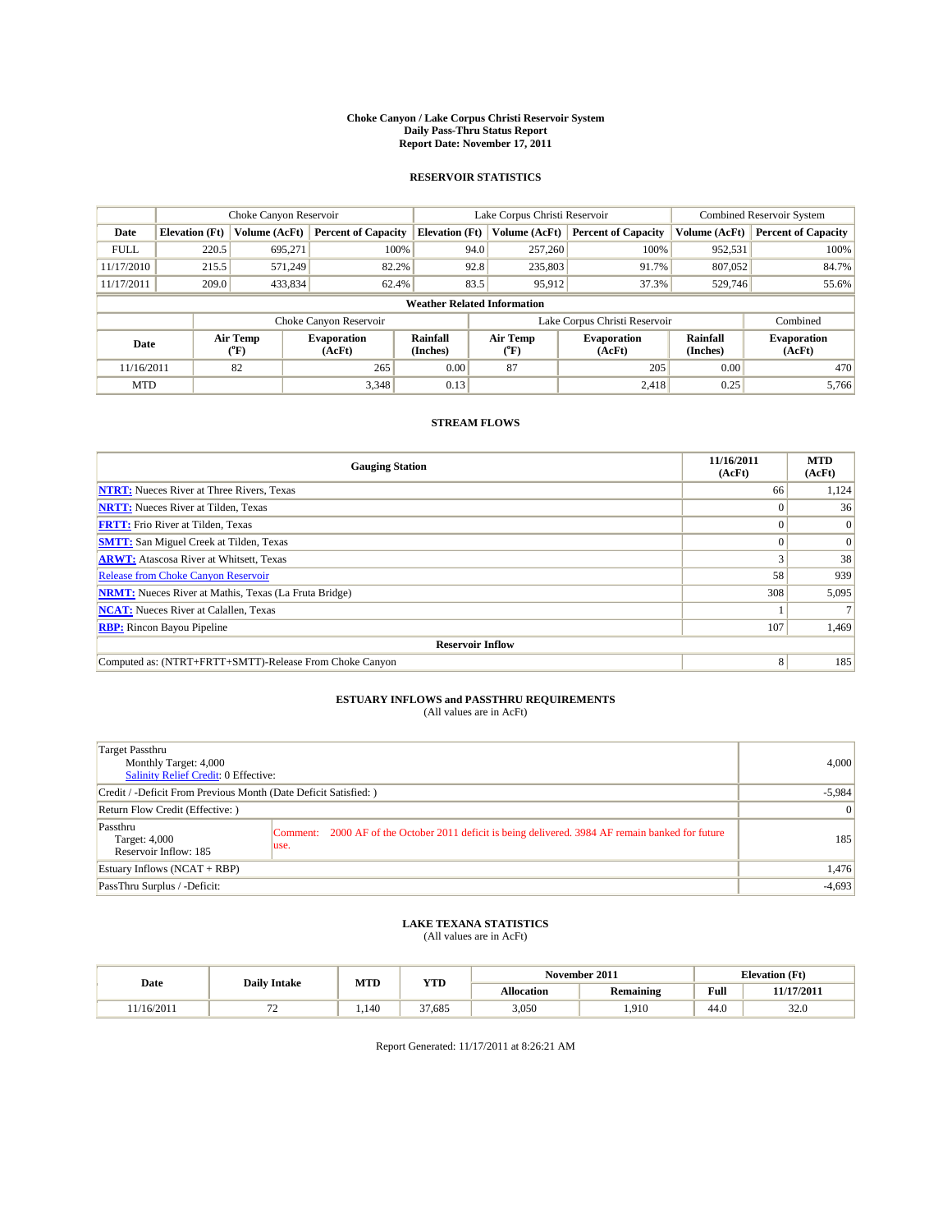# Choke Canyon / Lake Corpus Christi Reservoir System
## Daily Pass-Thru Status Report
### Report Date: November 17, 2011

## RESERVOIR STATISTICS

| | Choke Canyon Reservoir | | | Lake Corpus Christi Reservoir | | | Combined Reservoir System | |
|---|---|---|---|---|---|---|---|---|
| Date | Elevation (Ft) | Volume (AcFt) | Percent of Capacity | Elevation (Ft) | Volume (AcFt) | Percent of Capacity | Volume (AcFt) | Percent of Capacity |
| FULL | 220.5 | 695,271 | 100% | 94.0 | 257,260 | 100% | 952,531 | 100% |
| 11/17/2010 | 215.5 | 571,249 | 82.2% | 92.8 | 235,803 | 91.7% | 807,052 | 84.7% |
| 11/17/2011 | 209.0 | 433,834 | 62.4% | 83.5 | 95,912 | 37.3% | 529,746 | 55.6% |

**Weather Related Information**

| | Choke Canyon Reservoir | | | Lake Corpus Christi Reservoir | | | Combined |
|---|---|---|---|---|---|---|---|
| Date | Air Temp (°F) | Evaporation (AcFt) | Rainfall (Inches) | Air Temp (°F) | Evaporation (AcFt) | Rainfall (Inches) | Evaporation (AcFt) |
| 11/16/2011 | 82 | 265 | 0.00 | 87 | 205 | 0.00 | 470 |
| MTD | | 3,348 | 0.13 | | 2,418 | 0.25 | 5,766 |

## STREAM FLOWS

| Gauging Station | 11/16/2011 (AcFt) | MTD (AcFt) |
|---|---|---|
| NTRT: Nueces River at Three Rivers, Texas | 66 | 1,124 |
| NRTT: Nueces River at Tilden, Texas | 0 | 36 |
| FRTT: Frio River at Tilden, Texas | 0 | 0 |
| SMTT: San Miguel Creek at Tilden, Texas | 0 | 0 |
| ARWT: Atascosa River at Whitsett, Texas | 3 | 38 |
| Release from Choke Canyon Reservoir | 58 | 939 |
| NRMT: Nueces River at Mathis, Texas (La Fruta Bridge) | 308 | 5,095 |
| NCAT: Nueces River at Calallen, Texas | 1 | 7 |
| RBP: Rincon Bayou Pipeline | 107 | 1,469 |
| **Reservoir Inflow** | | |
| Computed as: (NTRT+FRTT+SMTT)-Release From Choke Canyon | 8 | 185 |

## ESTUARY INFLOWS and PASSTHRU REQUIREMENTS
(All values are in AcFt)

| | | |
|---|---|---|
| Target Passthru<br>Monthly Target: 4,000<br>Salinity Relief Credit: 0 Effective: | | 4,000 |
| Credit / -Deficit From Previous Month (Date Deficit Satisfied: ) | | -5,984 |
| Return Flow Credit (Effective: ) | | 0 |
| Passthru<br>Target: 4,000<br>Reservoir Inflow: 185 | Comment: 2000 AF of the October 2011 deficit is being delivered. 3984 AF remain banked for future use. | 185 |
| Estuary Inflows (NCAT + RBP) | | 1,476 |
| PassThru Surplus / -Deficit: | | -4,693 |

## LAKE TEXANA STATISTICS
(All values are in AcFt)

| Date | Daily Intake | MTD | YTD | November 2011 | | Elevation (Ft) | |
|---|---|---|---|---|---|---|---|
| | | | | Allocation | Remaining | Full | 11/17/2011 |
| 11/16/2011 | 72 | 1,140 | 37,685 | 3,050 | 1,910 | 44.0 | 32.0 |

Report Generated: 11/17/2011 at 8:26:21 AM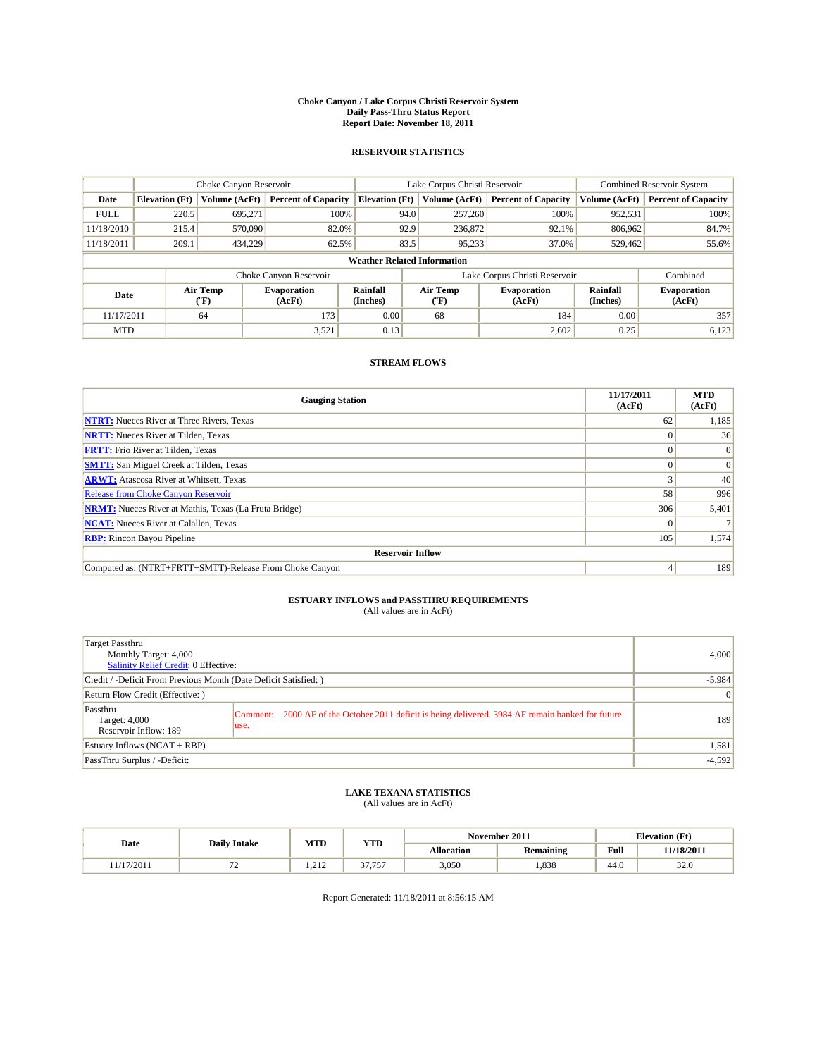# Choke Canyon / Lake Corpus Christi Reservoir System
## Daily Pass-Thru Status Report
## Report Date: November 18, 2011

### RESERVOIR STATISTICS

| | Choke Canyon Reservoir | | | Lake Corpus Christi Reservoir | | | Combined Reservoir System | |
|---|---|---|---|---|---|---|---|---|
| Date | Elevation (Ft) | Volume (AcFt) | Percent of Capacity | Elevation (Ft) | Volume (AcFt) | Percent of Capacity | Volume (AcFt) | Percent of Capacity |
| FULL | 220.5 | 695,271 | 100% | 94.0 | 257,260 | 100% | 952,531 | 100% |
| 11/18/2010 | 215.4 | 570,090 | 82.0% | 92.9 | 236,872 | 92.1% | 806,962 | 84.7% |
| 11/18/2011 | 209.1 | 434,229 | 62.5% | 83.5 | 95,233 | 37.0% | 529,462 | 55.6% |

**Weather Related Information**

| | Choke Canyon Reservoir | | | Lake Corpus Christi Reservoir | | | Combined |
|---|---|---|---|---|---|---|---|
| Date | Air Temp (°F) | Evaporation (AcFt) | Rainfall (Inches) | Air Temp (°F) | Evaporation (AcFt) | Rainfall (Inches) | Evaporation (AcFt) |
| 11/17/2011 | 64 | 173 | 0.00 | 68 | 184 | 0.00 | 357 |
| MTD | | 3,521 | 0.13 | | 2,602 | 0.25 | 6,123 |

### STREAM FLOWS

| Gauging Station | 11/17/2011 (AcFt) | MTD (AcFt) |
|---|---|---|
| NTRT: Nueces River at Three Rivers, Texas | 62 | 1,185 |
| NRTT: Nueces River at Tilden, Texas | 0 | 36 |
| FRTT: Frio River at Tilden, Texas | 0 | 0 |
| SMTT: San Miguel Creek at Tilden, Texas | 0 | 0 |
| ARWT: Atascosa River at Whitsett, Texas | 3 | 40 |
| Release from Choke Canyon Reservoir | 58 | 996 |
| NRMT: Nueces River at Mathis, Texas (La Fruta Bridge) | 306 | 5,401 |
| NCAT: Nueces River at Calallen, Texas | 0 | 7 |
| RBP: Rincon Bayou Pipeline | 105 | 1,574 |
| **Reservoir Inflow** | | |
| Computed as: (NTRT+FRTT+SMTT)-Release From Choke Canyon | 4 | 189 |

### ESTUARY INFLOWS and PASSTHRU REQUIREMENTS
(All values are in AcFt)

| | | |
|---|---|---|
| Target Passthru<br>Monthly Target: 4,000<br>Salinity Relief Credit: 0 Effective: | | 4,000 |
| Credit / -Deficit From Previous Month (Date Deficit Satisfied: ) | | -5,984 |
| Return Flow Credit (Effective: ) | | 0 |
| Passthru<br>Target: 4,000<br>Reservoir Inflow: 189 | Comment: 2000 AF of the October 2011 deficit is being delivered. 3984 AF remain banked for future use. | 189 |
| Estuary Inflows (NCAT + RBP) | | 1,581 |
| PassThru Surplus / -Deficit: | | -4,592 |

### LAKE TEXANA STATISTICS
(All values are in AcFt)

| Date | Daily Intake | MTD | YTD | November 2011 | | Elevation (Ft) | |
|---|---|---|---|---|---|---|---|
| | | | | Allocation | Remaining | Full | 11/18/2011 |
| 11/17/2011 | 72 | 1,212 | 37,757 | 3,050 | 1,838 | 44.0 | 32.0 |

Report Generated: 11/18/2011 at 8:56:15 AM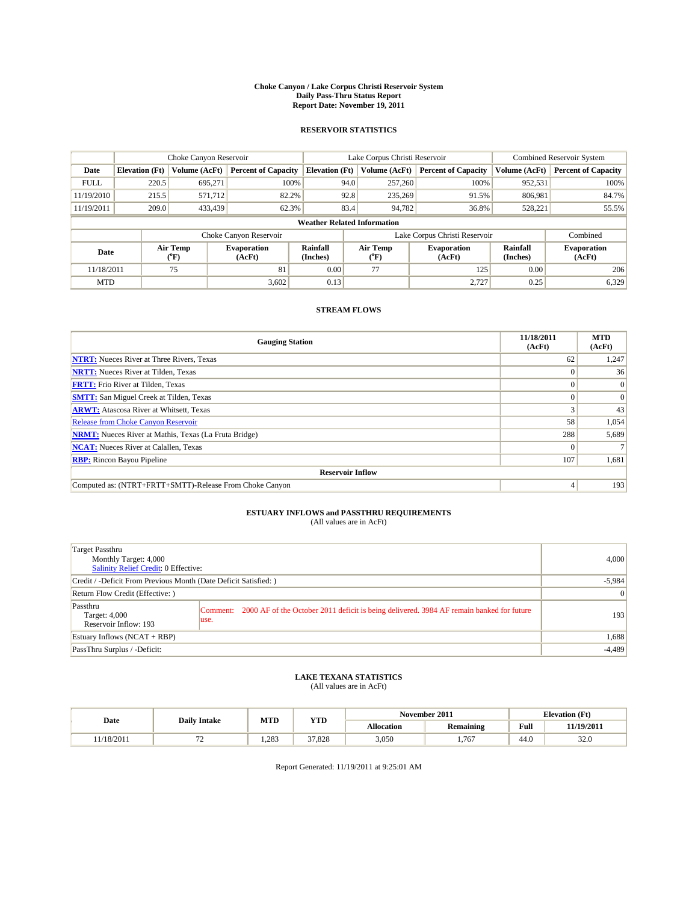**Choke Canyon / Lake Corpus Christi Reservoir System**
**Daily Pass-Thru Status Report**
**Report Date: November 19, 2011**

## RESERVOIR STATISTICS

| | Choke Canyon Reservoir | | | Lake Corpus Christi Reservoir | | | Combined Reservoir System | |
|---|---|---|---|---|---|---|---|---|
| Date | Elevation (Ft) | Volume (AcFt) | Percent of Capacity | Elevation (Ft) | Volume (AcFt) | Percent of Capacity | Volume (AcFt) | Percent of Capacity |
| FULL | 220.5 | 695,271 | 100% | 94.0 | 257,260 | 100% | 952,531 | 100% |
| 11/19/2010 | 215.5 | 571,712 | 82.2% | 92.8 | 235,269 | 91.5% | 806,981 | 84.7% |
| 11/19/2011 | 209.0 | 433,439 | 62.3% | 83.4 | 94,782 | 36.8% | 528,221 | 55.5% |

**Weather Related Information**

| | Choke Canyon Reservoir | | | Lake Corpus Christi Reservoir | | | Combined |
|---|---|---|---|---|---|---|---|
| Date | Air Temp (°F) | Evaporation (AcFt) | Rainfall (Inches) | Air Temp (°F) | Evaporation (AcFt) | Rainfall (Inches) | Evaporation (AcFt) |
| 11/18/2011 | 75 | 81 | 0.00 | 77 | 125 | 0.00 | 206 |
| MTD | | 3,602 | 0.13 | | 2,727 | 0.25 | 6,329 |

## STREAM FLOWS

| Gauging Station | 11/18/2011 (AcFt) | MTD (AcFt) |
|---|---|---|
| **NTRT:** Nueces River at Three Rivers, Texas | 62 | 1,247 |
| **NRTT:** Nueces River at Tilden, Texas | 0 | 36 |
| **FRTT:** Frio River at Tilden, Texas | 0 | 0 |
| **SMTT:** San Miguel Creek at Tilden, Texas | 0 | 0 |
| **ARWT:** Atascosa River at Whitsett, Texas | 3 | 43 |
| Release from Choke Canyon Reservoir | 58 | 1,054 |
| **NRMT:** Nueces River at Mathis, Texas (La Fruta Bridge) | 288 | 5,689 |
| **NCAT:** Nueces River at Calallen, Texas | 0 | 7 |
| **RBP:** Rincon Bayou Pipeline | 107 | 1,681 |
| **Reservoir Inflow** | | |
| Computed as: (NTRT+FRTT+SMTT)-Release From Choke Canyon | 4 | 193 |

## ESTUARY INFLOWS and PASSTHRU REQUIREMENTS
(All values are in AcFt)

| | | |
|---|---|---|
| Target Passthru<br>Monthly Target: 4,000<br>Salinity Relief Credit: 0 Effective: | | 4,000 |
| Credit / -Deficit From Previous Month (Date Deficit Satisfied: ) | | -5,984 |
| Return Flow Credit (Effective: ) | | 0 |
| Passthru<br>Target: 4,000<br>Reservoir Inflow: 193 | Comment: 2000 AF of the October 2011 deficit is being delivered. 3984 AF remain banked for future use. | 193 |
| Estuary Inflows (NCAT + RBP) | | 1,688 |
| PassThru Surplus / -Deficit: | | -4,489 |

## LAKE TEXANA STATISTICS
(All values are in AcFt)

| Date | Daily Intake | MTD | YTD | November 2011 | | Elevation (Ft) | |
|---|---|---|---|---|---|---|---|
| | | | | Allocation | Remaining | Full | 11/19/2011 |
| 11/18/2011 | 72 | 1,283 | 37,828 | 3,050 | 1,767 | 44.0 | 32.0 |

Report Generated: 11/19/2011 at 9:25:01 AM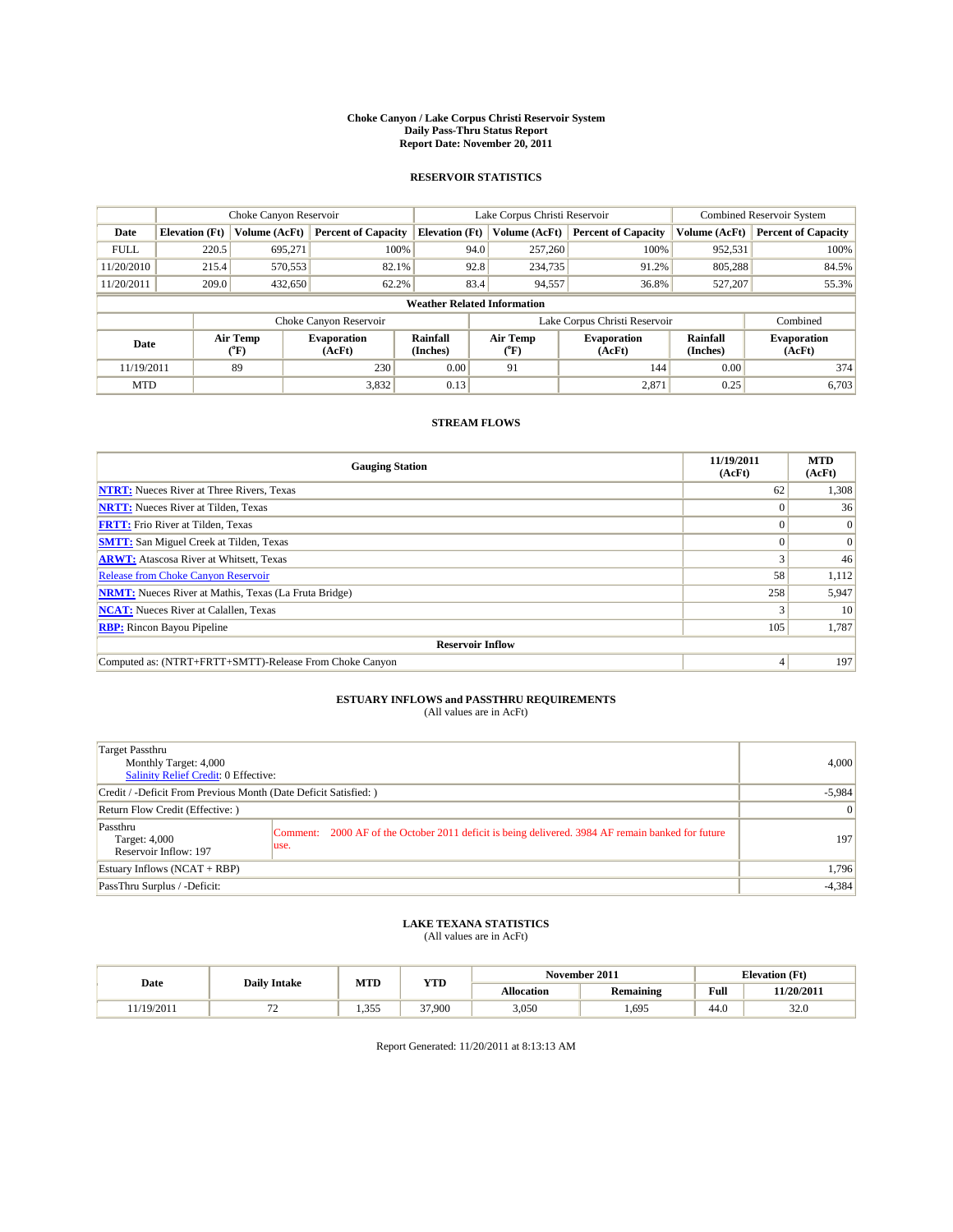# Choke Canyon / Lake Corpus Christi Reservoir System
## Daily Pass-Thru Status Report
## Report Date: November 20, 2011

### RESERVOIR STATISTICS

| | Choke Canyon Reservoir | | | Lake Corpus Christi Reservoir | | | Combined Reservoir System | |
|---|---|---|---|---|---|---|---|---|
| Date | Elevation (Ft) | Volume (AcFt) | Percent of Capacity | Elevation (Ft) | Volume (AcFt) | Percent of Capacity | Volume (AcFt) | Percent of Capacity |
| FULL | 220.5 | 695,271 | 100% | 94.0 | 257,260 | 100% | 952,531 | 100% |
| 11/20/2010 | 215.4 | 570,553 | 82.1% | 92.8 | 234,735 | 91.2% | 805,288 | 84.5% |
| 11/20/2011 | 209.0 | 432,650 | 62.2% | 83.4 | 94,557 | 36.8% | 527,207 | 55.3% |

**Weather Related Information**

| | Choke Canyon Reservoir | | | Lake Corpus Christi Reservoir | | | Combined |
|---|---|---|---|---|---|---|---|
| Date | Air Temp (°F) | Evaporation (AcFt) | Rainfall (Inches) | Air Temp (°F) | Evaporation (AcFt) | Rainfall (Inches) | Evaporation (AcFt) |
| 11/19/2011 | 89 | 230 | 0.00 | 91 | 144 | 0.00 | 374 |
| MTD | | 3,832 | 0.13 | | 2,871 | 0.25 | 6,703 |

### STREAM FLOWS

| Gauging Station | 11/19/2011 (AcFt) | MTD (AcFt) |
|---|---|---|
| NTRT: Nueces River at Three Rivers, Texas | 62 | 1,308 |
| NRTT: Nueces River at Tilden, Texas | 0 | 36 |
| FRTT: Frio River at Tilden, Texas | 0 | 0 |
| SMTT: San Miguel Creek at Tilden, Texas | 0 | 0 |
| ARWT: Atascosa River at Whitsett, Texas | 3 | 46 |
| Release from Choke Canyon Reservoir | 58 | 1,112 |
| NRMT: Nueces River at Mathis, Texas (La Fruta Bridge) | 258 | 5,947 |
| NCAT: Nueces River at Calallen, Texas | 3 | 10 |
| RBP: Rincon Bayou Pipeline | 105 | 1,787 |
| **Reservoir Inflow** | | |
| Computed as: (NTRT+FRTT+SMTT)-Release From Choke Canyon | 4 | 197 |

### ESTUARY INFLOWS and PASSTHRU REQUIREMENTS
(All values are in AcFt)

| | | |
|---|---|---|
| Target Passthru<br>Monthly Target: 4,000<br>Salinity Relief Credit: 0 Effective: | | 4,000 |
| Credit / -Deficit From Previous Month (Date Deficit Satisfied: ) | | -5,984 |
| Return Flow Credit (Effective: ) | | 0 |
| Passthru<br>Target: 4,000<br>Reservoir Inflow: 197 | Comment: 2000 AF of the October 2011 deficit is being delivered. 3984 AF remain banked for future use. | 197 |
| Estuary Inflows (NCAT + RBP) | | 1,796 |
| PassThru Surplus / -Deficit: | | -4,384 |

### LAKE TEXANA STATISTICS
(All values are in AcFt)

| Date | Daily Intake | MTD | YTD | November 2011 | | Elevation (Ft) | |
|---|---|---|---|---|---|---|---|
| | | | | Allocation | Remaining | Full | 11/20/2011 |
| 11/19/2011 | 72 | 1,355 | 37,900 | 3,050 | 1,695 | 44.0 | 32.0 |

Report Generated: 11/20/2011 at 8:13:13 AM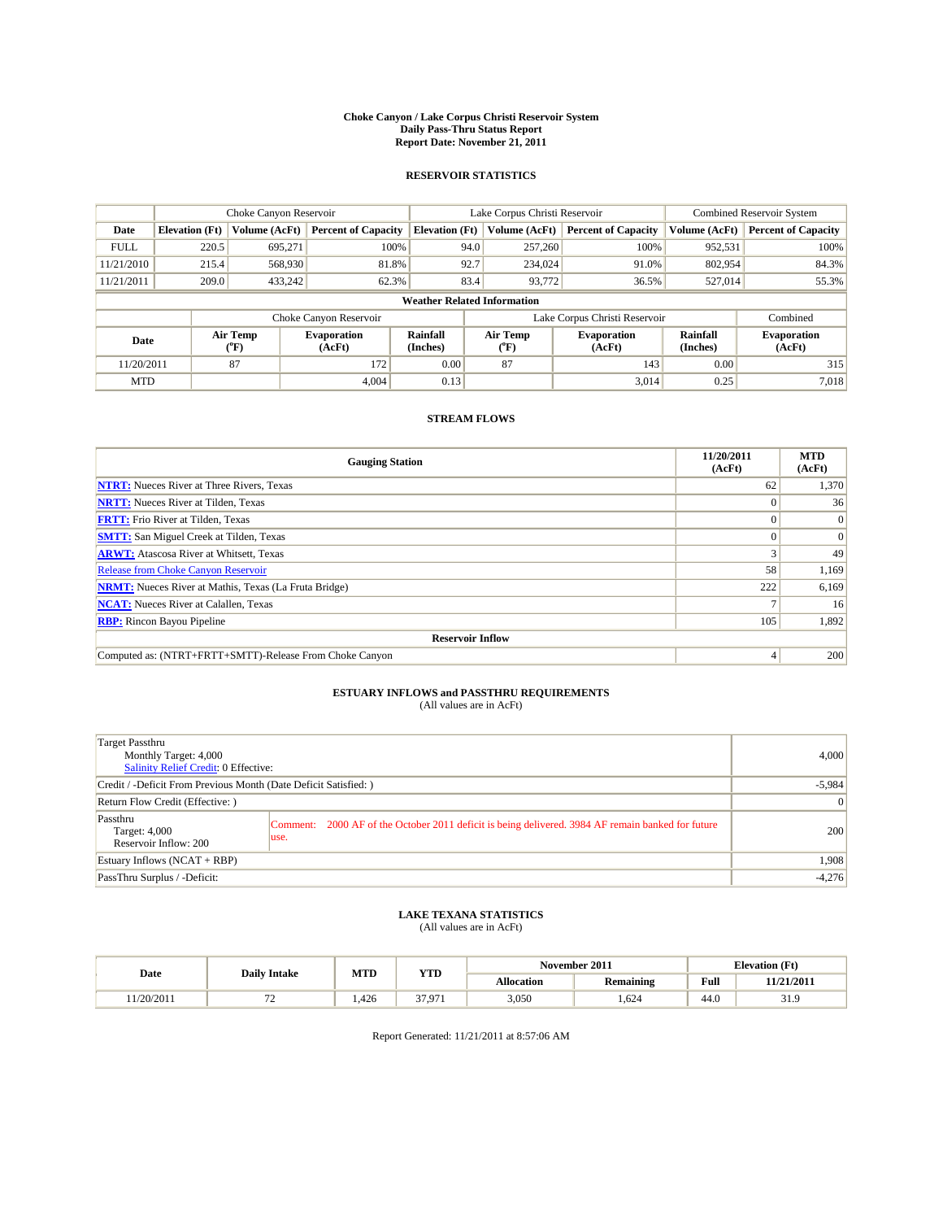# Choke Canyon / Lake Corpus Christi Reservoir System
## Daily Pass-Thru Status Report
### Report Date: November 21, 2011

## RESERVOIR STATISTICS

| | Choke Canyon Reservoir | | | Lake Corpus Christi Reservoir | | | Combined Reservoir System | |
|---|---|---|---|---|---|---|---|---|
| Date | Elevation (Ft) | Volume (AcFt) | Percent of Capacity | Elevation (Ft) | Volume (AcFt) | Percent of Capacity | Volume (AcFt) | Percent of Capacity |
| FULL | 220.5 | 695,271 | 100% | 94.0 | 257,260 | 100% | 952,531 | 100% |
| 11/21/2010 | 215.4 | 568,930 | 81.8% | 92.7 | 234,024 | 91.0% | 802,954 | 84.3% |
| 11/21/2011 | 209.0 | 433,242 | 62.3% | 83.4 | 93,772 | 36.5% | 527,014 | 55.3% |

**Weather Related Information**

| | Choke Canyon Reservoir | | | Lake Corpus Christi Reservoir | | | Combined |
|---|---|---|---|---|---|---|---|
| Date | Air Temp (°F) | Evaporation (AcFt) | Rainfall (Inches) | Air Temp (°F) | Evaporation (AcFt) | Rainfall (Inches) | Evaporation (AcFt) |
| 11/20/2011 | 87 | 172 | 0.00 | 87 | 143 | 0.00 | 315 |
| MTD | | 4,004 | 0.13 | | 3,014 | 0.25 | 7,018 |

## STREAM FLOWS

| Gauging Station | 11/20/2011 (AcFt) | MTD (AcFt) |
|---|---|---|
| NTRT: Nueces River at Three Rivers, Texas | 62 | 1,370 |
| NRTT: Nueces River at Tilden, Texas | 0 | 36 |
| FRTT: Frio River at Tilden, Texas | 0 | 0 |
| SMTT: San Miguel Creek at Tilden, Texas | 0 | 0 |
| ARWT: Atascosa River at Whitsett, Texas | 3 | 49 |
| Release from Choke Canyon Reservoir | 58 | 1,169 |
| NRMT: Nueces River at Mathis, Texas (La Fruta Bridge) | 222 | 6,169 |
| NCAT: Nueces River at Calallen, Texas | 7 | 16 |
| RBP: Rincon Bayou Pipeline | 105 | 1,892 |
| **Reservoir Inflow** | | |
| Computed as: (NTRT+FRTT+SMTT)-Release From Choke Canyon | 4 | 200 |

## ESTUARY INFLOWS and PASSTHRU REQUIREMENTS
(All values are in AcFt)

| | | |
|---|---|---|
| Target Passthru<br>Monthly Target: 4,000<br>Salinity Relief Credit: 0 Effective: | | 4,000 |
| Credit / -Deficit From Previous Month (Date Deficit Satisfied: ) | | -5,984 |
| Return Flow Credit (Effective: ) | | 0 |
| Passthru<br>Target: 4,000<br>Reservoir Inflow: 200 | Comment: 2000 AF of the October 2011 deficit is being delivered. 3984 AF remain banked for future use. | 200 |
| Estuary Inflows (NCAT + RBP) | | 1,908 |
| PassThru Surplus / -Deficit: | | -4,276 |

## LAKE TEXANA STATISTICS
(All values are in AcFt)

| Date | Daily Intake | MTD | YTD | November 2011 | | Elevation (Ft) | |
|---|---|---|---|---|---|---|---|
| | | | | Allocation | Remaining | Full | 11/21/2011 |
| 11/20/2011 | 72 | 1,426 | 37,971 | 3,050 | 1,624 | 44.0 | 31.9 |

Report Generated: 11/21/2011 at 8:57:06 AM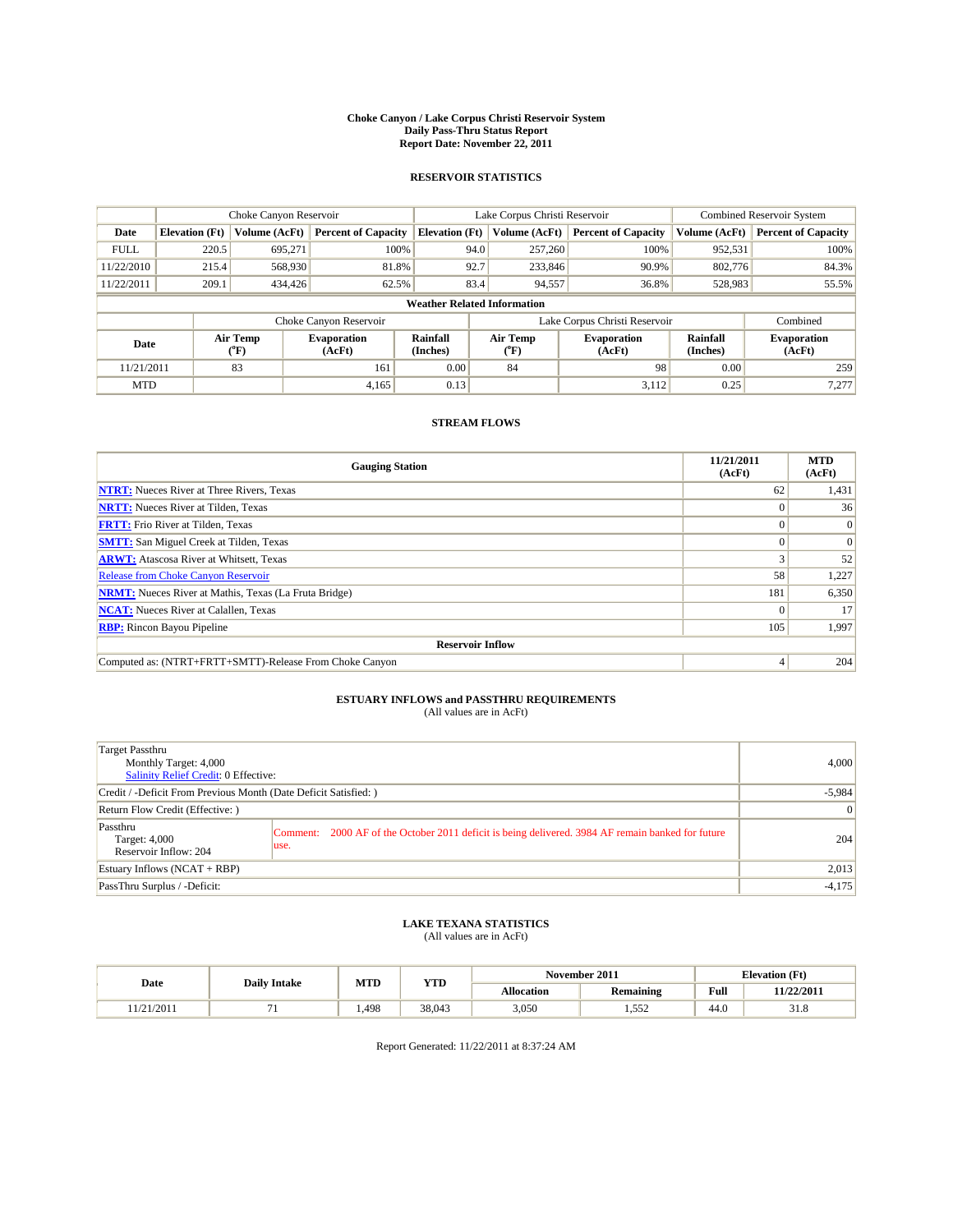# Choke Canyon / Lake Corpus Christi Reservoir System
## Daily Pass-Thru Status Report
### Report Date: November 22, 2011

## RESERVOIR STATISTICS

| | Choke Canyon Reservoir | | | Lake Corpus Christi Reservoir | | | Combined Reservoir System | |
|---|---|---|---|---|---|---|---|---|
| Date | Elevation (Ft) | Volume (AcFt) | Percent of Capacity | Elevation (Ft) | Volume (AcFt) | Percent of Capacity | Volume (AcFt) | Percent of Capacity |
| FULL | 220.5 | 695,271 | 100% | 94.0 | 257,260 | 100% | 952,531 | 100% |
| 11/22/2010 | 215.4 | 568,930 | 81.8% | 92.7 | 233,846 | 90.9% | 802,776 | 84.3% |
| 11/22/2011 | 209.1 | 434,426 | 62.5% | 83.4 | 94,557 | 36.8% | 528,983 | 55.5% |

**Weather Related Information**

| | Choke Canyon Reservoir | | | Lake Corpus Christi Reservoir | | | Combined |
|---|---|---|---|---|---|---|---|
| Date | Air Temp (°F) | Evaporation (AcFt) | Rainfall (Inches) | Air Temp (°F) | Evaporation (AcFt) | Rainfall (Inches) | Evaporation (AcFt) |
| 11/21/2011 | 83 | 161 | 0.00 | 84 | 98 | 0.00 | 259 |
| MTD | | 4,165 | 0.13 | | 3,112 | 0.25 | 7,277 |

## STREAM FLOWS

| Gauging Station | 11/21/2011 (AcFt) | MTD (AcFt) |
|---|---|---|
| NTRT: Nueces River at Three Rivers, Texas | 62 | 1,431 |
| NRTT: Nueces River at Tilden, Texas | 0 | 36 |
| FRTT: Frio River at Tilden, Texas | 0 | 0 |
| SMTT: San Miguel Creek at Tilden, Texas | 0 | 0 |
| ARWT: Atascosa River at Whitsett, Texas | 3 | 52 |
| Release from Choke Canyon Reservoir | 58 | 1,227 |
| NRMT: Nueces River at Mathis, Texas (La Fruta Bridge) | 181 | 6,350 |
| NCAT: Nueces River at Calallen, Texas | 0 | 17 |
| RBP: Rincon Bayou Pipeline | 105 | 1,997 |
| **Reservoir Inflow** | | |
| Computed as: (NTRT+FRTT+SMTT)-Release From Choke Canyon | 4 | 204 |

## ESTUARY INFLOWS and PASSTHRU REQUIREMENTS
(All values are in AcFt)

| | | |
|---|---|---|
| Target Passthru<br>Monthly Target: 4,000<br>Salinity Relief Credit: 0 Effective: | | 4,000 |
| Credit / -Deficit From Previous Month (Date Deficit Satisfied: ) | | -5,984 |
| Return Flow Credit (Effective: ) | | 0 |
| Passthru<br>Target: 4,000<br>Reservoir Inflow: 204 | Comment: 2000 AF of the October 2011 deficit is being delivered. 3984 AF remain banked for future use. | 204 |
| Estuary Inflows (NCAT + RBP) | | 2,013 |
| PassThru Surplus / -Deficit: | | -4,175 |

## LAKE TEXANA STATISTICS
(All values are in AcFt)

| Date | Daily Intake | MTD | YTD | November 2011 | | Elevation (Ft) | |
|---|---|---|---|---|---|---|---|
| | | | | Allocation | Remaining | Full | 11/22/2011 |
| 11/21/2011 | 71 | 1,498 | 38,043 | 3,050 | 1,552 | 44.0 | 31.8 |

Report Generated: 11/22/2011 at 8:37:24 AM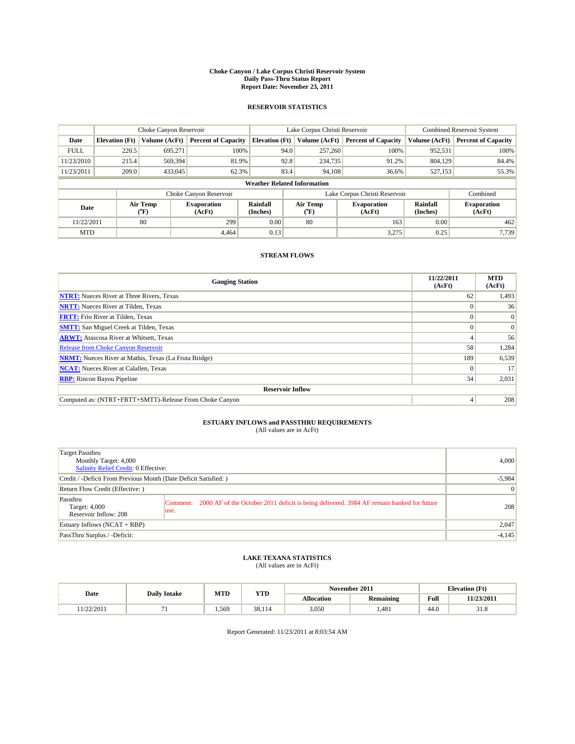# Choke Canyon / Lake Corpus Christi Reservoir System
## Daily Pass-Thru Status Report
## Report Date: November 23, 2011

### RESERVOIR STATISTICS

| | Choke Canyon Reservoir | | | Lake Corpus Christi Reservoir | | | Combined Reservoir System | |
|---|---|---|---|---|---|---|---|---|
| Date | Elevation (Ft) | Volume (AcFt) | Percent of Capacity | Elevation (Ft) | Volume (AcFt) | Percent of Capacity | Volume (AcFt) | Percent of Capacity |
| FULL | 220.5 | 695,271 | 100% | 94.0 | 257,260 | 100% | 952,531 | 100% |
| 11/23/2010 | 215.4 | 569,394 | 81.9% | 92.8 | 234,735 | 91.2% | 804,129 | 84.4% |
| 11/23/2011 | 209.0 | 433,045 | 62.3% | 83.4 | 94,108 | 36.6% | 527,153 | 55.3% |

**Weather Related Information**

| | Choke Canyon Reservoir | | | Lake Corpus Christi Reservoir | | | Combined |
|---|---|---|---|---|---|---|---|
| Date | Air Temp (°F) | Evaporation (AcFt) | Rainfall (Inches) | Air Temp (°F) | Evaporation (AcFt) | Rainfall (Inches) | Evaporation (AcFt) |
| 11/22/2011 | 80 | 299 | 0.00 | 80 | 163 | 0.00 | 462 |
| MTD | | 4,464 | 0.13 | | 3,275 | 0.25 | 7,739 |

### STREAM FLOWS

| Gauging Station | 11/22/2011 (AcFt) | MTD (AcFt) |
|---|---|---|
| NTRT: Nueces River at Three Rivers, Texas | 62 | 1,493 |
| NRTT: Nueces River at Tilden, Texas | 0 | 36 |
| FRTT: Frio River at Tilden, Texas | 0 | 0 |
| SMTT: San Miguel Creek at Tilden, Texas | 0 | 0 |
| ARWT: Atascosa River at Whitsett, Texas | 4 | 56 |
| Release from Choke Canyon Reservoir | 58 | 1,284 |
| NRMT: Nueces River at Mathis, Texas (La Fruta Bridge) | 189 | 6,539 |
| NCAT: Nueces River at Calallen, Texas | 0 | 17 |
| RBP: Rincon Bayou Pipeline | 34 | 2,031 |
| **Reservoir Inflow** | | |
| Computed as: (NTRT+FRTT+SMTT)-Release From Choke Canyon | 4 | 208 |

### ESTUARY INFLOWS and PASSTHRU REQUIREMENTS
(All values are in AcFt)

| | |
|---|---|
| Target Passthru<br>Monthly Target: 4,000<br>Salinity Relief Credit: 0 Effective: | 4,000 |
| Credit / -Deficit From Previous Month (Date Deficit Satisfied: ) | -5,984 |
| Return Flow Credit (Effective: ) | 0 |
| Passthru<br>Target: 4,000<br>Reservoir Inflow: 208<br>Comment: 2000 AF of the October 2011 deficit is being delivered. 3984 AF remain banked for future use. | 208 |
| Estuary Inflows (NCAT + RBP) | 2,047 |
| PassThru Surplus / -Deficit: | -4,145 |

### LAKE TEXANA STATISTICS
(All values are in AcFt)

| Date | Daily Intake | MTD | YTD | November 2011 | | Elevation (Ft) | |
|---|---|---|---|---|---|---|---|
| | | | | Allocation | Remaining | Full | 11/23/2011 |
| 11/22/2011 | 71 | 1,569 | 38,114 | 3,050 | 1,481 | 44.0 | 31.8 |

Report Generated: 11/23/2011 at 8:03:54 AM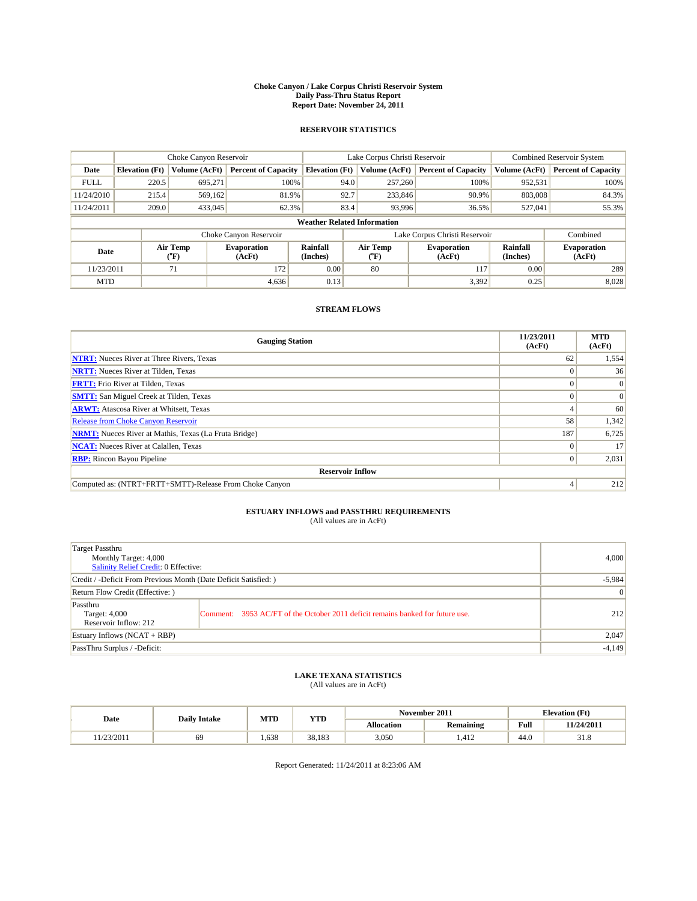**Choke Canyon / Lake Corpus Christi Reservoir System**
**Daily Pass-Thru Status Report**
**Report Date: November 24, 2011**

## RESERVOIR STATISTICS

| | Choke Canyon Reservoir | | | Lake Corpus Christi Reservoir | | | Combined Reservoir System | |
|---|---|---|---|---|---|---|---|---|
| Date | Elevation (Ft) | Volume (AcFt) | Percent of Capacity | Elevation (Ft) | Volume (AcFt) | Percent of Capacity | Volume (AcFt) | Percent of Capacity |
| FULL | 220.5 | 695,271 | 100% | 94.0 | 257,260 | 100% | 952,531 | 100% |
| 11/24/2010 | 215.4 | 569,162 | 81.9% | 92.7 | 233,846 | 90.9% | 803,008 | 84.3% |
| 11/24/2011 | 209.0 | 433,045 | 62.3% | 83.4 | 93,996 | 36.5% | 527,041 | 55.3% |

**Weather Related Information**

| | Choke Canyon Reservoir | | | Lake Corpus Christi Reservoir | | | Combined |
|---|---|---|---|---|---|---|---|
| Date | Air Temp (°F) | Evaporation (AcFt) | Rainfall (Inches) | Air Temp (°F) | Evaporation (AcFt) | Rainfall (Inches) | Evaporation (AcFt) |
| 11/23/2011 | 71 | 172 | 0.00 | 80 | 117 | 0.00 | 289 |
| MTD | | 4,636 | 0.13 | | 3,392 | 0.25 | 8,028 |

## STREAM FLOWS

| Gauging Station | 11/23/2011 (AcFt) | MTD (AcFt) |
|---|---|---|
| **NTRT:** Nueces River at Three Rivers, Texas | 62 | 1,554 |
| **NRTT:** Nueces River at Tilden, Texas | 0 | 36 |
| **FRTT:** Frio River at Tilden, Texas | 0 | 0 |
| **SMTT:** San Miguel Creek at Tilden, Texas | 0 | 0 |
| **ARWT:** Atascosa River at Whitsett, Texas | 4 | 60 |
| Release from Choke Canyon Reservoir | 58 | 1,342 |
| **NRMT:** Nueces River at Mathis, Texas (La Fruta Bridge) | 187 | 6,725 |
| **NCAT:** Nueces River at Calallen, Texas | 0 | 17 |
| **RBP:** Rincon Bayou Pipeline | 0 | 2,031 |
| **Reservoir Inflow** | | |
| Computed as: (NTRT+FRTT+SMTT)-Release From Choke Canyon | 4 | 212 |

## ESTUARY INFLOWS and PASSTHRU REQUIREMENTS

(All values are in AcFt)

| | | |
|---|---|---|
| Target Passthru<br>Monthly Target: 4,000<br>Salinity Relief Credit: 0 Effective: | | 4,000 |
| Credit / -Deficit From Previous Month (Date Deficit Satisfied: ) | | -5,984 |
| Return Flow Credit (Effective: ) | | 0 |
| Passthru<br>Target: 4,000<br>Reservoir Inflow: 212 | Comment: 3953 AC/FT of the October 2011 deficit remains banked for future use. | 212 |
| Estuary Inflows (NCAT + RBP) | | 2,047 |
| PassThru Surplus / -Deficit: | | -4,149 |

## LAKE TEXANA STATISTICS

(All values are in AcFt)

| Date | Daily Intake | MTD | YTD | November 2011 | | Elevation (Ft) | |
|---|---|---|---|---|---|---|---|
| | | | | Allocation | Remaining | Full | 11/24/2011 |
| 11/23/2011 | 69 | 1,638 | 38,183 | 3,050 | 1,412 | 44.0 | 31.8 |

Report Generated: 11/24/2011 at 8:23:06 AM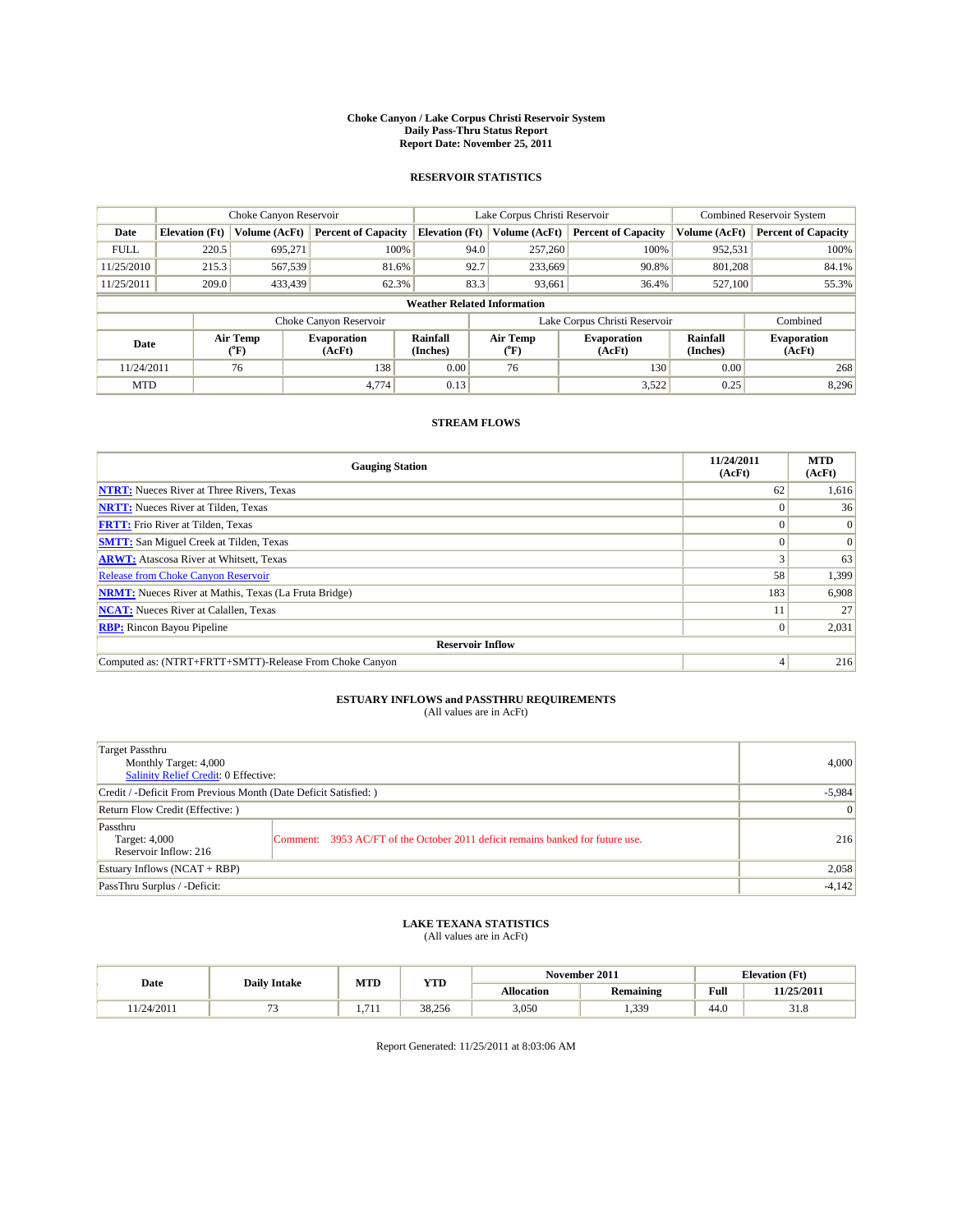# Choke Canyon / Lake Corpus Christi Reservoir System
## Daily Pass-Thru Status Report
### Report Date: November 25, 2011

## RESERVOIR STATISTICS

| | Choke Canyon Reservoir | | | Lake Corpus Christi Reservoir | | | Combined Reservoir System | |
|---|---|---|---|---|---|---|---|---|
| Date | Elevation (Ft) | Volume (AcFt) | Percent of Capacity | Elevation (Ft) | Volume (AcFt) | Percent of Capacity | Volume (AcFt) | Percent of Capacity |
| FULL | 220.5 | 695,271 | 100% | 94.0 | 257,260 | 100% | 952,531 | 100% |
| 11/25/2010 | 215.3 | 567,539 | 81.6% | 92.7 | 233,669 | 90.8% | 801,208 | 84.1% |
| 11/25/2011 | 209.0 | 433,439 | 62.3% | 83.3 | 93,661 | 36.4% | 527,100 | 55.3% |

**Weather Related Information**

| | Choke Canyon Reservoir | | | Lake Corpus Christi Reservoir | | | Combined |
|---|---|---|---|---|---|---|---|
| Date | Air Temp (°F) | Evaporation (AcFt) | Rainfall (Inches) | Air Temp (°F) | Evaporation (AcFt) | Rainfall (Inches) | Evaporation (AcFt) |
| 11/24/2011 | 76 | 138 | 0.00 | 76 | 130 | 0.00 | 268 |
| MTD | | 4,774 | 0.13 | | 3,522 | 0.25 | 8,296 |

## STREAM FLOWS

| Gauging Station | 11/24/2011 (AcFt) | MTD (AcFt) |
|---|---|---|
| **NTRT:** Nueces River at Three Rivers, Texas | 62 | 1,616 |
| **NRTT:** Nueces River at Tilden, Texas | 0 | 36 |
| **FRTT:** Frio River at Tilden, Texas | 0 | 0 |
| **SMTT:** San Miguel Creek at Tilden, Texas | 0 | 0 |
| **ARWT:** Atascosa River at Whitsett, Texas | 3 | 63 |
| Release from Choke Canyon Reservoir | 58 | 1,399 |
| **NRMT:** Nueces River at Mathis, Texas (La Fruta Bridge) | 183 | 6,908 |
| **NCAT:** Nueces River at Calallen, Texas | 11 | 27 |
| **RBP:** Rincon Bayou Pipeline | 0 | 2,031 |
| **Reservoir Inflow** | | |
| Computed as: (NTRT+FRTT+SMTT)-Release From Choke Canyon | 4 | 216 |

## ESTUARY INFLOWS and PASSTHRU REQUIREMENTS
(All values are in AcFt)

| | | |
|---|---|---|
| Target Passthru<br>Monthly Target: 4,000<br>Salinity Relief Credit: 0 Effective: | | 4,000 |
| Credit / -Deficit From Previous Month (Date Deficit Satisfied: ) | | -5,984 |
| Return Flow Credit (Effective: ) | | 0 |
| Passthru<br>Target: 4,000<br>Reservoir Inflow: 216 | Comment: 3953 AC/FT of the October 2011 deficit remains banked for future use. | 216 |
| Estuary Inflows (NCAT + RBP) | | 2,058 |
| PassThru Surplus / -Deficit: | | -4,142 |

## LAKE TEXANA STATISTICS
(All values are in AcFt)

| Date | Daily Intake | MTD | YTD | November 2011 | | Elevation (Ft) | |
|---|---|---|---|---|---|---|---|
| | | | | Allocation | Remaining | Full | 11/25/2011 |
| 11/24/2011 | 73 | 1,711 | 38,256 | 3,050 | 1,339 | 44.0 | 31.8 |

Report Generated: 11/25/2011 at 8:03:06 AM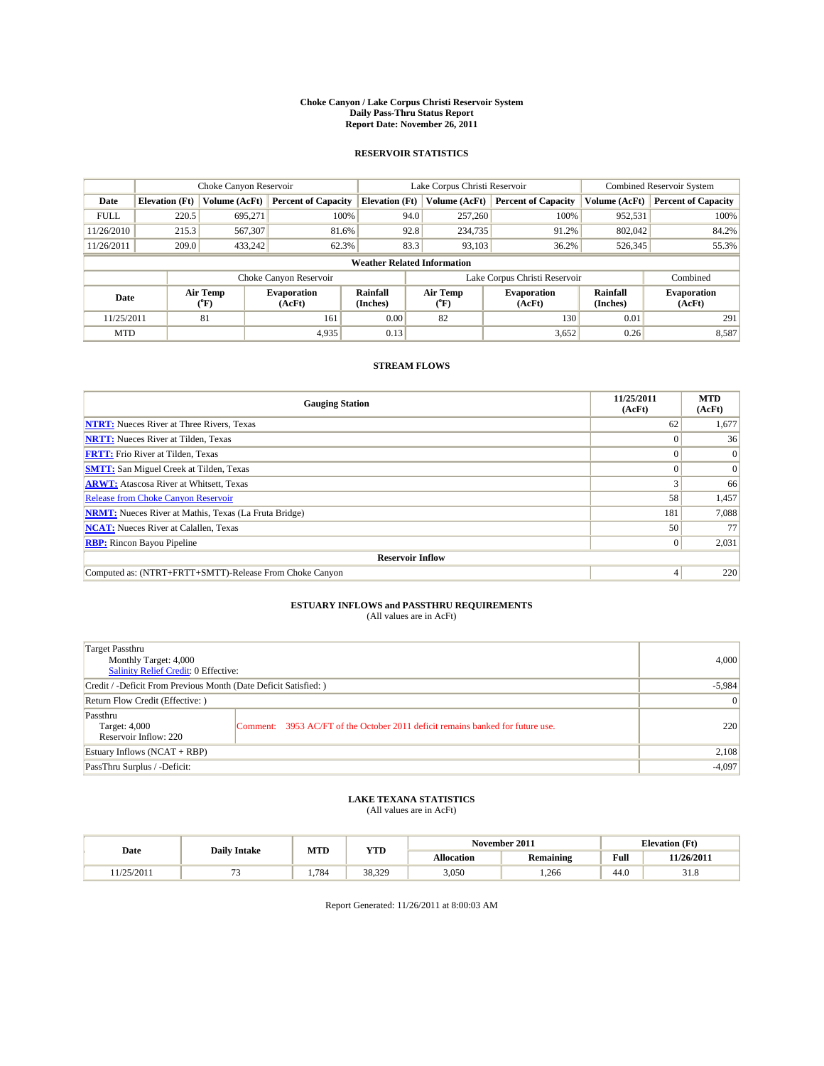# Choke Canyon / Lake Corpus Christi Reservoir System
## Daily Pass-Thru Status Report
### Report Date: November 26, 2011

## RESERVOIR STATISTICS

| | Choke Canyon Reservoir | | | Lake Corpus Christi Reservoir | | | Combined Reservoir System | |
|---|---|---|---|---|---|---|---|---|
| Date | Elevation (Ft) | Volume (AcFt) | Percent of Capacity | Elevation (Ft) | Volume (AcFt) | Percent of Capacity | Volume (AcFt) | Percent of Capacity |
| FULL | 220.5 | 695,271 | 100% | 94.0 | 257,260 | 100% | 952,531 | 100% |
| 11/26/2010 | 215.3 | 567,307 | 81.6% | 92.8 | 234,735 | 91.2% | 802,042 | 84.2% |
| 11/26/2011 | 209.0 | 433,242 | 62.3% | 83.3 | 93,103 | 36.2% | 526,345 | 55.3% |

**Weather Related Information**

| | Choke Canyon Reservoir | | | Lake Corpus Christi Reservoir | | | Combined |
|---|---|---|---|---|---|---|---|
| Date | Air Temp (°F) | Evaporation (AcFt) | Rainfall (Inches) | Air Temp (°F) | Evaporation (AcFt) | Rainfall (Inches) | Evaporation (AcFt) |
| 11/25/2011 | 81 | 161 | 0.00 | 82 | 130 | 0.01 | 291 |
| MTD | | 4,935 | 0.13 | | 3,652 | 0.26 | 8,587 |

## STREAM FLOWS

| Gauging Station | 11/25/2011 (AcFt) | MTD (AcFt) |
|---|---|---|
| NTRT: Nueces River at Three Rivers, Texas | 62 | 1,677 |
| NRTT: Nueces River at Tilden, Texas | 0 | 36 |
| FRTT: Frio River at Tilden, Texas | 0 | 0 |
| SMTT: San Miguel Creek at Tilden, Texas | 0 | 0 |
| ARWT: Atascosa River at Whitsett, Texas | 3 | 66 |
| Release from Choke Canyon Reservoir | 58 | 1,457 |
| NRMT: Nueces River at Mathis, Texas (La Fruta Bridge) | 181 | 7,088 |
| NCAT: Nueces River at Calallen, Texas | 50 | 77 |
| RBP: Rincon Bayou Pipeline | 0 | 2,031 |
| **Reservoir Inflow** | | |
| Computed as: (NTRT+FRTT+SMTT)-Release From Choke Canyon | 4 | 220 |

## ESTUARY INFLOWS and PASSTHRU REQUIREMENTS
(All values are in AcFt)

| | | |
|---|---|---|
| Target Passthru<br>Monthly Target: 4,000<br>Salinity Relief Credit: 0 Effective: | | 4,000 |
| Credit / -Deficit From Previous Month (Date Deficit Satisfied: ) | | -5,984 |
| Return Flow Credit (Effective: ) | | 0 |
| Passthru<br>Target: 4,000<br>Reservoir Inflow: 220 | Comment: 3953 AC/FT of the October 2011 deficit remains banked for future use. | 220 |
| Estuary Inflows (NCAT + RBP) | | 2,108 |
| PassThru Surplus / -Deficit: | | -4,097 |

## LAKE TEXANA STATISTICS
(All values are in AcFt)

| Date | Daily Intake | MTD | YTD | November 2011 | | Elevation (Ft) | |
|---|---|---|---|---|---|---|---|
| | | | | Allocation | Remaining | Full | 11/26/2011 |
| 11/25/2011 | 73 | 1,784 | 38,329 | 3,050 | 1,266 | 44.0 | 31.8 |

Report Generated: 11/26/2011 at 8:00:03 AM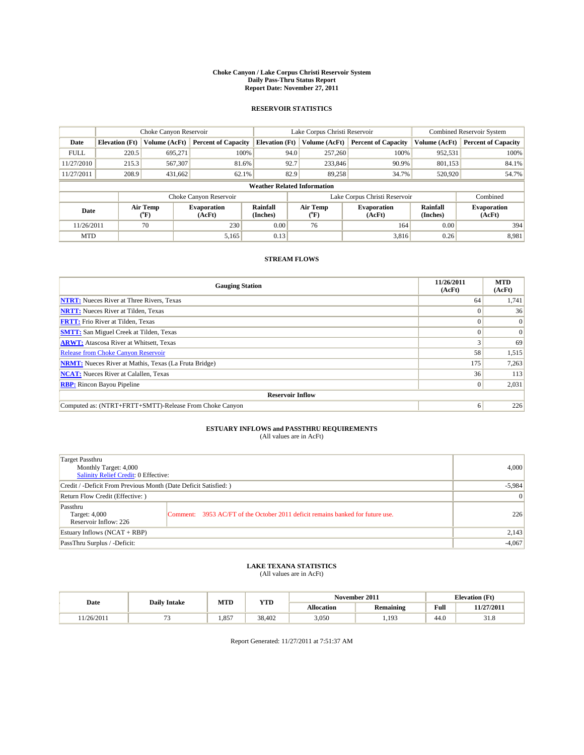# Choke Canyon / Lake Corpus Christi Reservoir System
## Daily Pass-Thru Status Report
## Report Date: November 27, 2011

### RESERVOIR STATISTICS

| | Choke Canyon Reservoir | | | Lake Corpus Christi Reservoir | | | Combined Reservoir System | |
|---|---|---|---|---|---|---|---|---|
| Date | Elevation (Ft) | Volume (AcFt) | Percent of Capacity | Elevation (Ft) | Volume (AcFt) | Percent of Capacity | Volume (AcFt) | Percent of Capacity |
| FULL | 220.5 | 695,271 | 100% | 94.0 | 257,260 | 100% | 952,531 | 100% |
| 11/27/2010 | 215.3 | 567,307 | 81.6% | 92.7 | 233,846 | 90.9% | 801,153 | 84.1% |
| 11/27/2011 | 208.9 | 431,662 | 62.1% | 82.9 | 89,258 | 34.7% | 520,920 | 54.7% |

**Weather Related Information**

| | Choke Canyon Reservoir | | | Lake Corpus Christi Reservoir | | | Combined |
|---|---|---|---|---|---|---|---|
| Date | Air Temp (°F) | Evaporation (AcFt) | Rainfall (Inches) | Air Temp (°F) | Evaporation (AcFt) | Rainfall (Inches) | Evaporation (AcFt) |
| 11/26/2011 | 70 | 230 | 0.00 | 76 | 164 | 0.00 | 394 |
| MTD | | 5,165 | 0.13 | | 3,816 | 0.26 | 8,981 |

### STREAM FLOWS

| Gauging Station | 11/26/2011 (AcFt) | MTD (AcFt) |
|---|---|---|
| **NTRT:** Nueces River at Three Rivers, Texas | 64 | 1,741 |
| **NRTT:** Nueces River at Tilden, Texas | 0 | 36 |
| **FRTT:** Frio River at Tilden, Texas | 0 | 0 |
| **SMTT:** San Miguel Creek at Tilden, Texas | 0 | 0 |
| **ARWT:** Atascosa River at Whitsett, Texas | 3 | 69 |
| Release from Choke Canyon Reservoir | 58 | 1,515 |
| **NRMT:** Nueces River at Mathis, Texas (La Fruta Bridge) | 175 | 7,263 |
| **NCAT:** Nueces River at Calallen, Texas | 36 | 113 |
| **RBP:** Rincon Bayou Pipeline | 0 | 2,031 |
| **Reservoir Inflow** | | |
| Computed as: (NTRT+FRTT+SMTT)-Release From Choke Canyon | 6 | 226 |

### ESTUARY INFLOWS and PASSTHRU REQUIREMENTS
(All values are in AcFt)

| | | |
|---|---|---|
| Target Passthru<br>Monthly Target: 4,000<br>Salinity Relief Credit: 0 Effective: | | 4,000 |
| Credit / -Deficit From Previous Month (Date Deficit Satisfied: ) | | -5,984 |
| Return Flow Credit (Effective: ) | | 0 |
| Passthru<br>Target: 4,000<br>Reservoir Inflow: 226 | Comment: 3953 AC/FT of the October 2011 deficit remains banked for future use. | 226 |
| Estuary Inflows (NCAT + RBP) | | 2,143 |
| PassThru Surplus / -Deficit: | | -4,067 |

### LAKE TEXANA STATISTICS
(All values are in AcFt)

| Date | Daily Intake | MTD | YTD | November 2011 | | Elevation (Ft) | |
|---|---|---|---|---|---|---|---|
| | | | | Allocation | Remaining | Full | 11/27/2011 |
| 11/26/2011 | 73 | 1,857 | 38,402 | 3,050 | 1,193 | 44.0 | 31.8 |

Report Generated: 11/27/2011 at 7:51:37 AM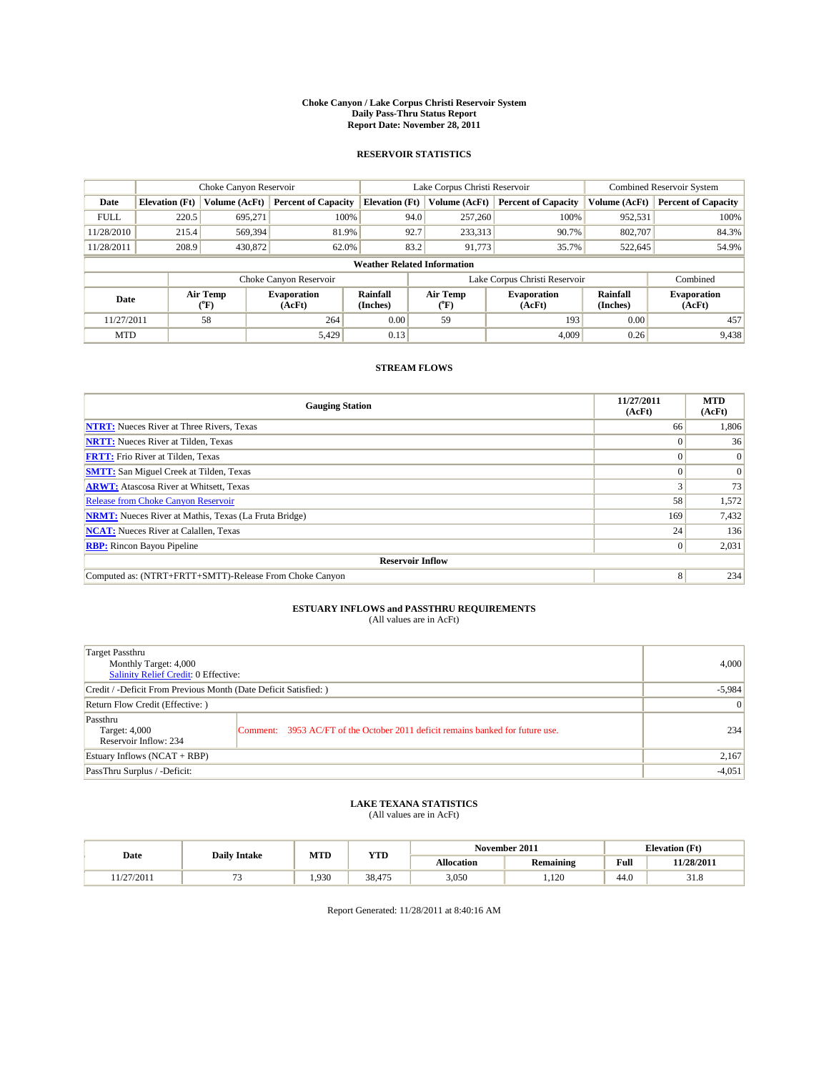# Choke Canyon / Lake Corpus Christi Reservoir System
## Daily Pass-Thru Status Report
## Report Date: November 28, 2011

### RESERVOIR STATISTICS

| | Choke Canyon Reservoir | | | Lake Corpus Christi Reservoir | | | Combined Reservoir System | |
|---|---|---|---|---|---|---|---|---|
| Date | Elevation (Ft) | Volume (AcFt) | Percent of Capacity | Elevation (Ft) | Volume (AcFt) | Percent of Capacity | Volume (AcFt) | Percent of Capacity |
| FULL | 220.5 | 695,271 | 100% | 94.0 | 257,260 | 100% | 952,531 | 100% |
| 11/28/2010 | 215.4 | 569,394 | 81.9% | 92.7 | 233,313 | 90.7% | 802,707 | 84.3% |
| 11/28/2011 | 208.9 | 430,872 | 62.0% | 83.2 | 91,773 | 35.7% | 522,645 | 54.9% |

**Weather Related Information**

| | Choke Canyon Reservoir | | | Lake Corpus Christi Reservoir | | | Combined |
|---|---|---|---|---|---|---|---|
| Date | Air Temp (°F) | Evaporation (AcFt) | Rainfall (Inches) | Air Temp (°F) | Evaporation (AcFt) | Rainfall (Inches) | Evaporation (AcFt) |
| 11/27/2011 | 58 | 264 | 0.00 | 59 | 193 | 0.00 | 457 |
| MTD | | 5,429 | 0.13 | | 4,009 | 0.26 | 9,438 |

### STREAM FLOWS

| Gauging Station | 11/27/2011 (AcFt) | MTD (AcFt) |
|---|---|---|
| NTRT: Nueces River at Three Rivers, Texas | 66 | 1,806 |
| NRTT: Nueces River at Tilden, Texas | 0 | 36 |
| FRTT: Frio River at Tilden, Texas | 0 | 0 |
| SMTT: San Miguel Creek at Tilden, Texas | 0 | 0 |
| ARWT: Atascosa River at Whitsett, Texas | 3 | 73 |
| Release from Choke Canyon Reservoir | 58 | 1,572 |
| NRMT: Nueces River at Mathis, Texas (La Fruta Bridge) | 169 | 7,432 |
| NCAT: Nueces River at Calallen, Texas | 24 | 136 |
| RBP: Rincon Bayou Pipeline | 0 | 2,031 |
| **Reservoir Inflow** | | |
| Computed as: (NTRT+FRTT+SMTT)-Release From Choke Canyon | 8 | 234 |

### ESTUARY INFLOWS and PASSTHRU REQUIREMENTS
(All values are in AcFt)

| | | |
|---|---|---|
| Target Passthru<br>Monthly Target: 4,000<br>Salinity Relief Credit: 0 Effective: | | 4,000 |
| Credit / -Deficit From Previous Month (Date Deficit Satisfied: ) | | -5,984 |
| Return Flow Credit (Effective: ) | | 0 |
| Passthru<br>Target: 4,000<br>Reservoir Inflow: 234 | Comment: 3953 AC/FT of the October 2011 deficit remains banked for future use. | 234 |
| Estuary Inflows (NCAT + RBP) | | 2,167 |
| PassThru Surplus / -Deficit: | | -4,051 |

### LAKE TEXANA STATISTICS
(All values are in AcFt)

| Date | Daily Intake | MTD | YTD | November 2011 | | Elevation (Ft) | |
|---|---|---|---|---|---|---|---|
| | | | | Allocation | Remaining | Full | 11/28/2011 |
| 11/27/2011 | 73 | 1,930 | 38,475 | 3,050 | 1,120 | 44.0 | 31.8 |

Report Generated: 11/28/2011 at 8:40:16 AM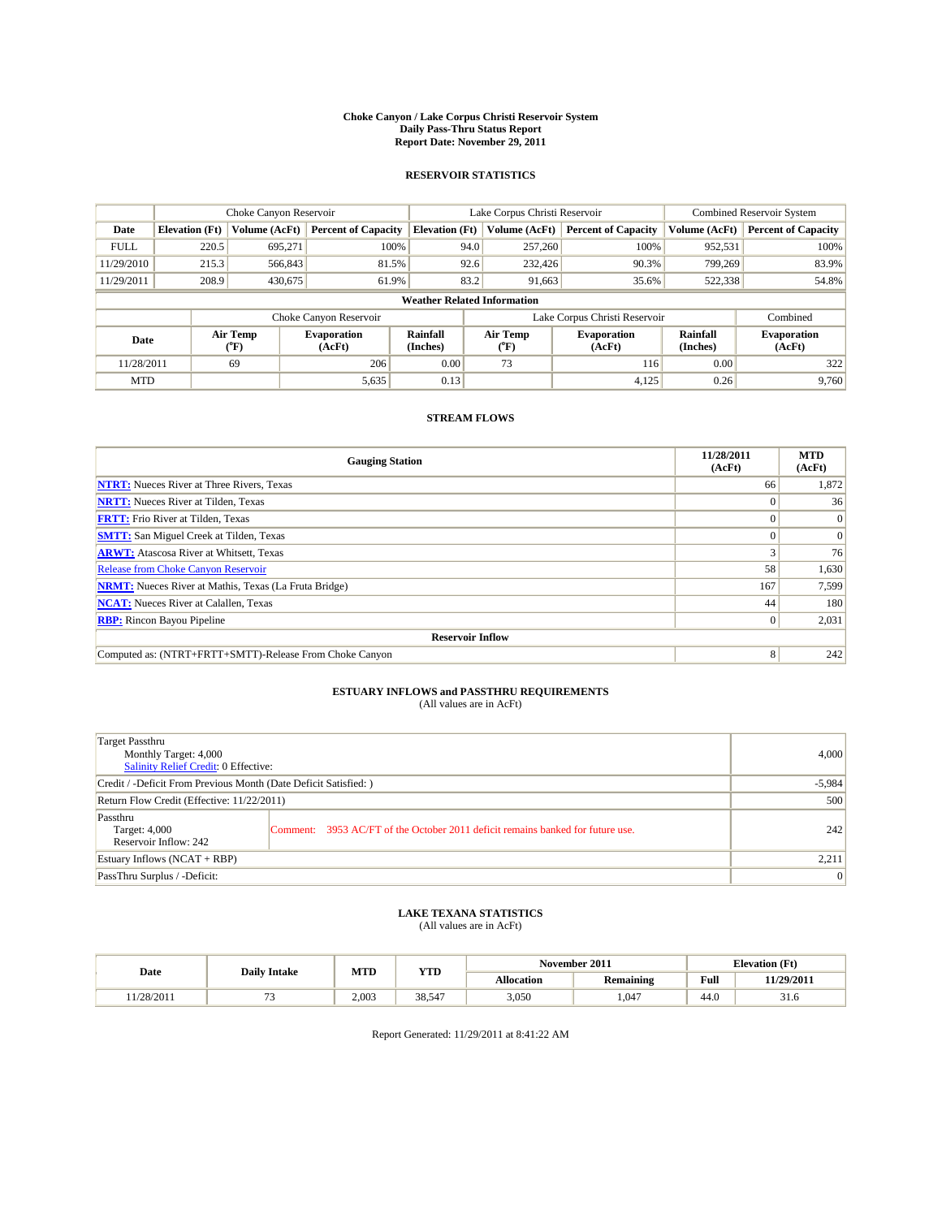# Choke Canyon / Lake Corpus Christi Reservoir System
## Daily Pass-Thru Status Report
### Report Date: November 29, 2011

## RESERVOIR STATISTICS

| | Choke Canyon Reservoir | | | Lake Corpus Christi Reservoir | | | Combined Reservoir System | |
|---|---|---|---|---|---|---|---|---|
| Date | Elevation (Ft) | Volume (AcFt) | Percent of Capacity | Elevation (Ft) | Volume (AcFt) | Percent of Capacity | Volume (AcFt) | Percent of Capacity |
| FULL | 220.5 | 695,271 | 100% | 94.0 | 257,260 | 100% | 952,531 | 100% |
| 11/29/2010 | 215.3 | 566,843 | 81.5% | 92.6 | 232,426 | 90.3% | 799,269 | 83.9% |
| 11/29/2011 | 208.9 | 430,675 | 61.9% | 83.2 | 91,663 | 35.6% | 522,338 | 54.8% |

**Weather Related Information**

| | Choke Canyon Reservoir | | | Lake Corpus Christi Reservoir | | | Combined |
|---|---|---|---|---|---|---|---|
| Date | Air Temp (°F) | Evaporation (AcFt) | Rainfall (Inches) | Air Temp (°F) | Evaporation (AcFt) | Rainfall (Inches) | Evaporation (AcFt) |
| 11/28/2011 | 69 | 206 | 0.00 | 73 | 116 | 0.00 | 322 |
| MTD | | 5,635 | 0.13 | | 4,125 | 0.26 | 9,760 |

## STREAM FLOWS

| Gauging Station | 11/28/2011 (AcFt) | MTD (AcFt) |
|---|---|---|
| NTRT: Nueces River at Three Rivers, Texas | 66 | 1,872 |
| NRTT: Nueces River at Tilden, Texas | 0 | 36 |
| FRTT: Frio River at Tilden, Texas | 0 | 0 |
| SMTT: San Miguel Creek at Tilden, Texas | 0 | 0 |
| ARWT: Atascosa River at Whitsett, Texas | 3 | 76 |
| Release from Choke Canyon Reservoir | 58 | 1,630 |
| NRMT: Nueces River at Mathis, Texas (La Fruta Bridge) | 167 | 7,599 |
| NCAT: Nueces River at Calallen, Texas | 44 | 180 |
| RBP: Rincon Bayou Pipeline | 0 | 2,031 |
| **Reservoir Inflow** | | |
| Computed as: (NTRT+FRTT+SMTT)-Release From Choke Canyon | 8 | 242 |

## ESTUARY INFLOWS and PASSTHRU REQUIREMENTS
(All values are in AcFt)

| | | |
|---|---|---|
| Target Passthru<br>Monthly Target: 4,000<br>Salinity Relief Credit: 0 Effective: | | 4,000 |
| Credit / -Deficit From Previous Month (Date Deficit Satisfied: ) | | -5,984 |
| Return Flow Credit (Effective: 11/22/2011) | | 500 |
| Passthru<br>Target: 4,000<br>Reservoir Inflow: 242 | Comment: 3953 AC/FT of the October 2011 deficit remains banked for future use. | 242 |
| Estuary Inflows (NCAT + RBP) | | 2,211 |
| PassThru Surplus / -Deficit: | | 0 |

## LAKE TEXANA STATISTICS
(All values are in AcFt)

| Date | Daily Intake | MTD | YTD | November 2011 | | Elevation (Ft) | |
|---|---|---|---|---|---|---|---|
| | | | | Allocation | Remaining | Full | 11/29/2011 |
| 11/28/2011 | 73 | 2,003 | 38,547 | 3,050 | 1,047 | 44.0 | 31.6 |

Report Generated: 11/29/2011 at 8:41:22 AM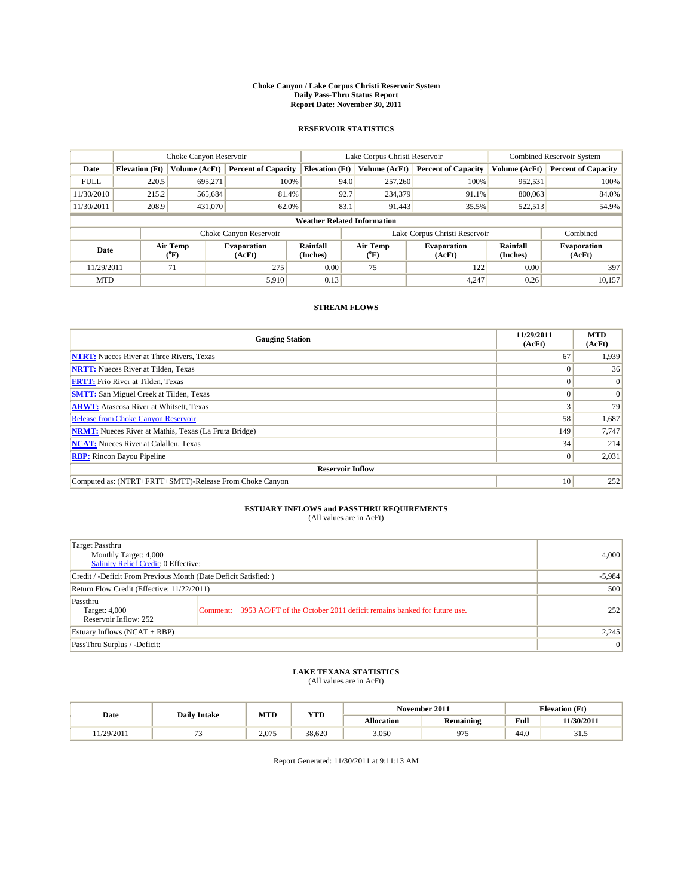**Choke Canyon / Lake Corpus Christi Reservoir System**
**Daily Pass-Thru Status Report**
**Report Date: November 30, 2011**

## RESERVOIR STATISTICS

| | Choke Canyon Reservoir | | | Lake Corpus Christi Reservoir | | | Combined Reservoir System | |
|---|---|---|---|---|---|---|---|---|
| **Date** | **Elevation (Ft)** | **Volume (AcFt)** | **Percent of Capacity** | **Elevation (Ft)** | **Volume (AcFt)** | **Percent of Capacity** | **Volume (AcFt)** | **Percent of Capacity** |
| FULL | 220.5 | 695,271 | 100% | 94.0 | 257,260 | 100% | 952,531 | 100% |
| 11/30/2010 | 215.2 | 565,684 | 81.4% | 92.7 | 234,379 | 91.1% | 800,063 | 84.0% |
| 11/30/2011 | 208.9 | 431,070 | 62.0% | 83.1 | 91,443 | 35.5% | 522,513 | 54.9% |

**Weather Related Information**

| | Choke Canyon Reservoir | | | Lake Corpus Christi Reservoir | | | Combined |
|---|---|---|---|---|---|---|---|
| **Date** | **Air Temp (°F)** | **Evaporation (AcFt)** | **Rainfall (Inches)** | **Air Temp (°F)** | **Evaporation (AcFt)** | **Rainfall (Inches)** | **Evaporation (AcFt)** |
| 11/29/2011 | 71 | 275 | 0.00 | 75 | 122 | 0.00 | 397 |
| MTD | | 5,910 | 0.13 | | 4,247 | 0.26 | 10,157 |

## STREAM FLOWS

| Gauging Station | 11/29/2011 (AcFt) | MTD (AcFt) |
|---|---|---|
| **NTRT:** Nueces River at Three Rivers, Texas | 67 | 1,939 |
| **NRTT:** Nueces River at Tilden, Texas | 0 | 36 |
| **FRTT:** Frio River at Tilden, Texas | 0 | 0 |
| **SMTT:** San Miguel Creek at Tilden, Texas | 0 | 0 |
| **ARWT:** Atascosa River at Whitsett, Texas | 3 | 79 |
| Release from Choke Canyon Reservoir | 58 | 1,687 |
| **NRMT:** Nueces River at Mathis, Texas (La Fruta Bridge) | 149 | 7,747 |
| **NCAT:** Nueces River at Calallen, Texas | 34 | 214 |
| **RBP:** Rincon Bayou Pipeline | 0 | 2,031 |
| **Reservoir Inflow** | | |
| Computed as: (NTRT+FRTT+SMTT)-Release From Choke Canyon | 10 | 252 |

## ESTUARY INFLOWS and PASSTHRU REQUIREMENTS
(All values are in AcFt)

| | | |
|---|---|---|
| Target Passthru<br>Monthly Target: 4,000<br>Salinity Relief Credit: 0 Effective: | | 4,000 |
| Credit / -Deficit From Previous Month (Date Deficit Satisfied: ) | | -5,984 |
| Return Flow Credit (Effective: 11/22/2011) | | 500 |
| Passthru<br>Target: 4,000<br>Reservoir Inflow: 252 | Comment: 3953 AC/FT of the October 2011 deficit remains banked for future use. | 252 |
| Estuary Inflows (NCAT + RBP) | | 2,245 |
| PassThru Surplus / -Deficit: | | 0 |

## LAKE TEXANA STATISTICS
(All values are in AcFt)

| Date | Daily Intake | MTD | YTD | November 2011 | | Elevation (Ft) | |
|---|---|---|---|---|---|---|---|
| | | | | **Allocation** | **Remaining** | **Full** | **11/30/2011** |
| 11/29/2011 | 73 | 2,075 | 38,620 | 3,050 | 975 | 44.0 | 31.5 |

Report Generated: 11/30/2011 at 9:11:13 AM